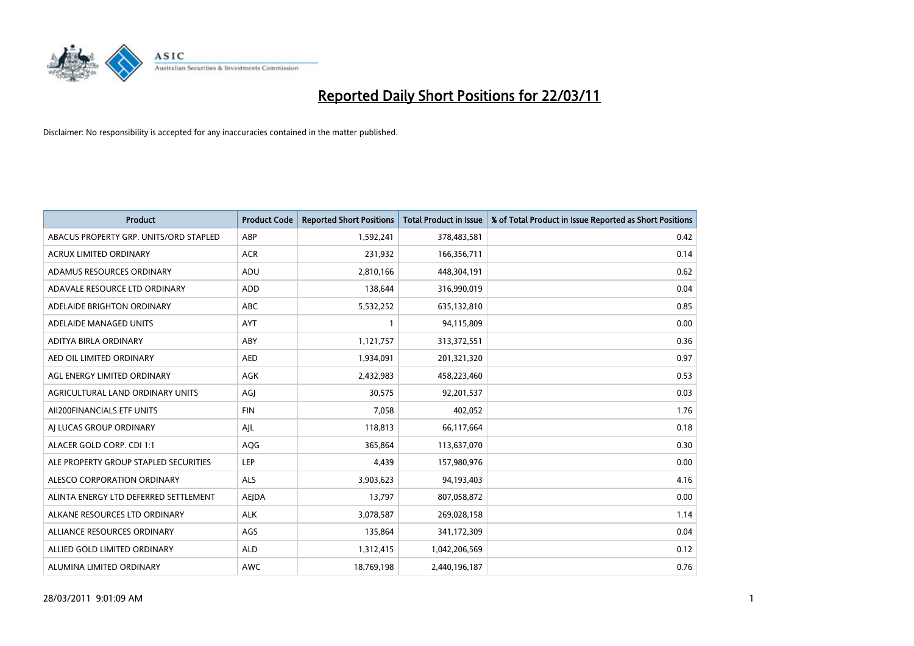# Reported Daily Short Positions for 22/03/11

Disclaimer: No responsibility is accepted for any inaccuracies contained in the matter published.

| Product | Product Code | Reported Short Positions | Total Product in Issue | % of Total Product in Issue Reported as Short Positions |
|---|---|---|---|---|
| ABACUS PROPERTY GRP. UNITS/ORD STAPLED | ABP | 1,592,241 | 378,483,581 | 0.42 |
| ACRUX LIMITED ORDINARY | ACR | 231,932 | 166,356,711 | 0.14 |
| ADAMUS RESOURCES ORDINARY | ADU | 2,810,166 | 448,304,191 | 0.62 |
| ADAVALE RESOURCE LTD ORDINARY | ADD | 138,644 | 316,990,019 | 0.04 |
| ADELAIDE BRIGHTON ORDINARY | ABC | 5,532,252 | 635,132,810 | 0.85 |
| ADELAIDE MANAGED UNITS | AYT | 1 | 94,115,809 | 0.00 |
| ADITYA BIRLA ORDINARY | ABY | 1,121,757 | 313,372,551 | 0.36 |
| AED OIL LIMITED ORDINARY | AED | 1,934,091 | 201,321,320 | 0.97 |
| AGL ENERGY LIMITED ORDINARY | AGK | 2,432,983 | 458,223,460 | 0.53 |
| AGRICULTURAL LAND ORDINARY UNITS | AGJ | 30,575 | 92,201,537 | 0.03 |
| AII200FINANCIALS ETF UNITS | FIN | 7,058 | 402,052 | 1.76 |
| AJ LUCAS GROUP ORDINARY | AJL | 118,813 | 66,117,664 | 0.18 |
| ALACER GOLD CORP. CDI 1:1 | AQG | 365,864 | 113,637,070 | 0.30 |
| ALE PROPERTY GROUP STAPLED SECURITIES | LEP | 4,439 | 157,980,976 | 0.00 |
| ALESCO CORPORATION ORDINARY | ALS | 3,903,623 | 94,193,403 | 4.16 |
| ALINTA ENERGY LTD DEFERRED SETTLEMENT | AEJDA | 13,797 | 807,058,872 | 0.00 |
| ALKANE RESOURCES LTD ORDINARY | ALK | 3,078,587 | 269,028,158 | 1.14 |
| ALLIANCE RESOURCES ORDINARY | AGS | 135,864 | 341,172,309 | 0.04 |
| ALLIED GOLD LIMITED ORDINARY | ALD | 1,312,415 | 1,042,206,569 | 0.12 |
| ALUMINA LIMITED ORDINARY | AWC | 18,769,198 | 2,440,196,187 | 0.76 |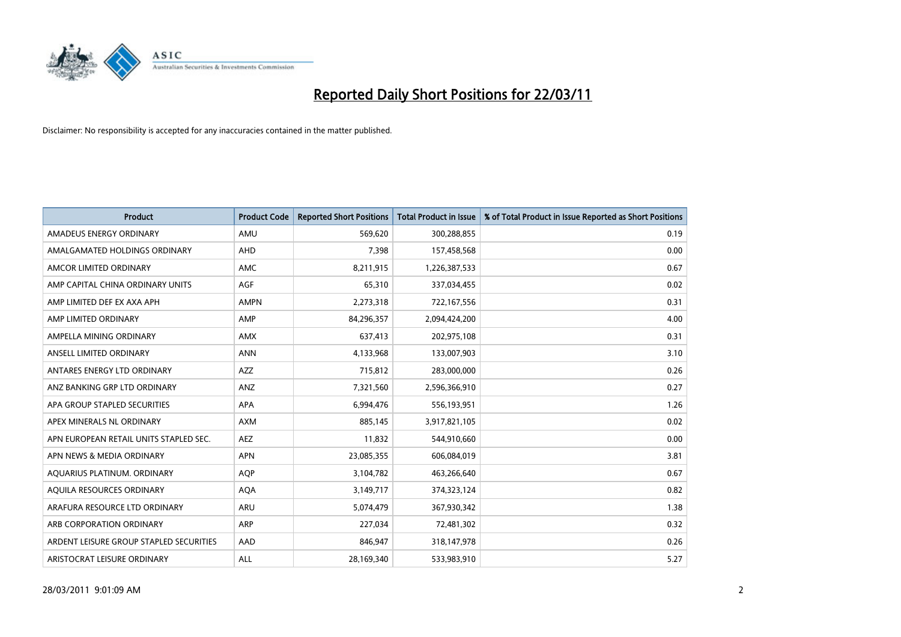# Reported Daily Short Positions for 22/03/11

Disclaimer: No responsibility is accepted for any inaccuracies contained in the matter published.

| Product | Product Code | Reported Short Positions | Total Product in Issue | % of Total Product in Issue Reported as Short Positions |
|---|---|---|---|---|
| AMADEUS ENERGY ORDINARY | AMU | 569,620 | 300,288,855 | 0.19 |
| AMALGAMATED HOLDINGS ORDINARY | AHD | 7,398 | 157,458,568 | 0.00 |
| AMCOR LIMITED ORDINARY | AMC | 8,211,915 | 1,226,387,533 | 0.67 |
| AMP CAPITAL CHINA ORDINARY UNITS | AGF | 65,310 | 337,034,455 | 0.02 |
| AMP LIMITED DEF EX AXA APH | AMPN | 2,273,318 | 722,167,556 | 0.31 |
| AMP LIMITED ORDINARY | AMP | 84,296,357 | 2,094,424,200 | 4.00 |
| AMPELLA MINING ORDINARY | AMX | 637,413 | 202,975,108 | 0.31 |
| ANSELL LIMITED ORDINARY | ANN | 4,133,968 | 133,007,903 | 3.10 |
| ANTARES ENERGY LTD ORDINARY | AZZ | 715,812 | 283,000,000 | 0.26 |
| ANZ BANKING GRP LTD ORDINARY | ANZ | 7,321,560 | 2,596,366,910 | 0.27 |
| APA GROUP STAPLED SECURITIES | APA | 6,994,476 | 556,193,951 | 1.26 |
| APEX MINERALS NL ORDINARY | AXM | 885,145 | 3,917,821,105 | 0.02 |
| APN EUROPEAN RETAIL UNITS STAPLED SEC. | AEZ | 11,832 | 544,910,660 | 0.00 |
| APN NEWS & MEDIA ORDINARY | APN | 23,085,355 | 606,084,019 | 3.81 |
| AQUARIUS PLATINUM. ORDINARY | AQP | 3,104,782 | 463,266,640 | 0.67 |
| AQUILA RESOURCES ORDINARY | AQA | 3,149,717 | 374,323,124 | 0.82 |
| ARAFURA RESOURCE LTD ORDINARY | ARU | 5,074,479 | 367,930,342 | 1.38 |
| ARB CORPORATION ORDINARY | ARP | 227,034 | 72,481,302 | 0.32 |
| ARDENT LEISURE GROUP STAPLED SECURITIES | AAD | 846,947 | 318,147,978 | 0.26 |
| ARISTOCRAT LEISURE ORDINARY | ALL | 28,169,340 | 533,983,910 | 5.27 |

28/03/2011 9:01:09 AM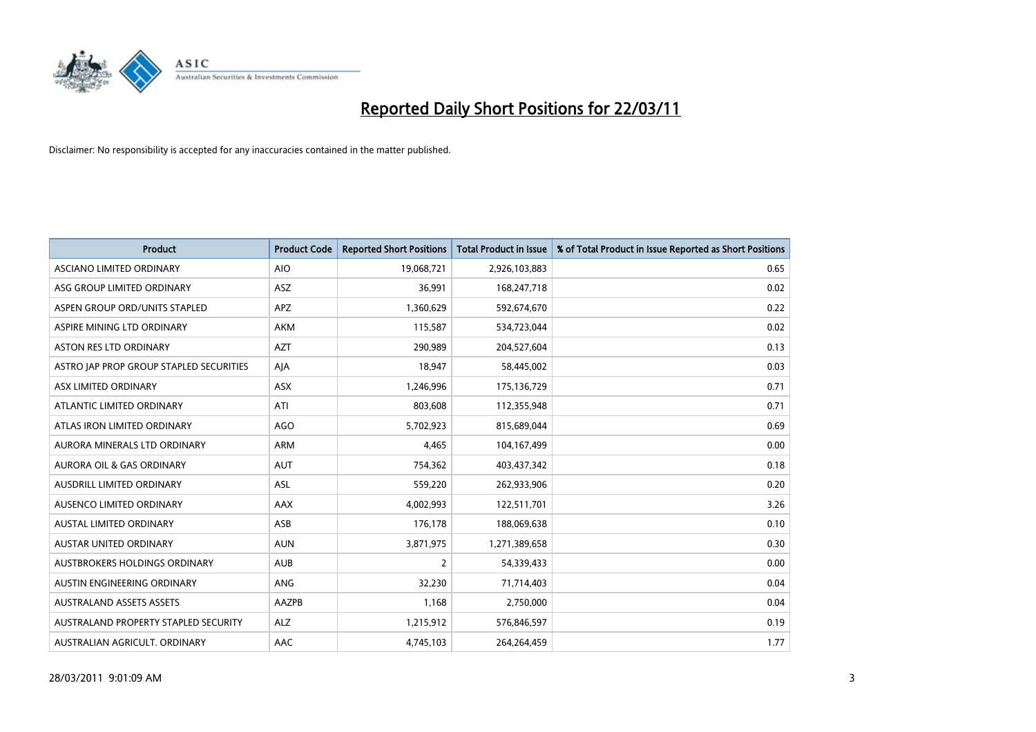# Reported Daily Short Positions for 22/03/11

Disclaimer: No responsibility is accepted for any inaccuracies contained in the matter published.

| Product | Product Code | Reported Short Positions | Total Product in Issue | % of Total Product in Issue Reported as Short Positions |
|---|---|---|---|---|
| ASCIANO LIMITED ORDINARY | AIO | 19,068,721 | 2,926,103,883 | 0.65 |
| ASG GROUP LIMITED ORDINARY | ASZ | 36,991 | 168,247,718 | 0.02 |
| ASPEN GROUP ORD/UNITS STAPLED | APZ | 1,360,629 | 592,674,670 | 0.22 |
| ASPIRE MINING LTD ORDINARY | AKM | 115,587 | 534,723,044 | 0.02 |
| ASTON RES LTD ORDINARY | AZT | 290,989 | 204,527,604 | 0.13 |
| ASTRO JAP PROP GROUP STAPLED SECURITIES | AJA | 18,947 | 58,445,002 | 0.03 |
| ASX LIMITED ORDINARY | ASX | 1,246,996 | 175,136,729 | 0.71 |
| ATLANTIC LIMITED ORDINARY | ATI | 803,608 | 112,355,948 | 0.71 |
| ATLAS IRON LIMITED ORDINARY | AGO | 5,702,923 | 815,689,044 | 0.69 |
| AURORA MINERALS LTD ORDINARY | ARM | 4,465 | 104,167,499 | 0.00 |
| AURORA OIL & GAS ORDINARY | AUT | 754,362 | 403,437,342 | 0.18 |
| AUSDRILL LIMITED ORDINARY | ASL | 559,220 | 262,933,906 | 0.20 |
| AUSENCO LIMITED ORDINARY | AAX | 4,002,993 | 122,511,701 | 3.26 |
| AUSTAL LIMITED ORDINARY | ASB | 176,178 | 188,069,638 | 0.10 |
| AUSTAR UNITED ORDINARY | AUN | 3,871,975 | 1,271,389,658 | 0.30 |
| AUSTBROKERS HOLDINGS ORDINARY | AUB | 2 | 54,339,433 | 0.00 |
| AUSTIN ENGINEERING ORDINARY | ANG | 32,230 | 71,714,403 | 0.04 |
| AUSTRALAND ASSETS ASSETS | AAZPB | 1,168 | 2,750,000 | 0.04 |
| AUSTRALAND PROPERTY STAPLED SECURITY | ALZ | 1,215,912 | 576,846,597 | 0.19 |
| AUSTRALIAN AGRICULT. ORDINARY | AAC | 4,745,103 | 264,264,459 | 1.77 |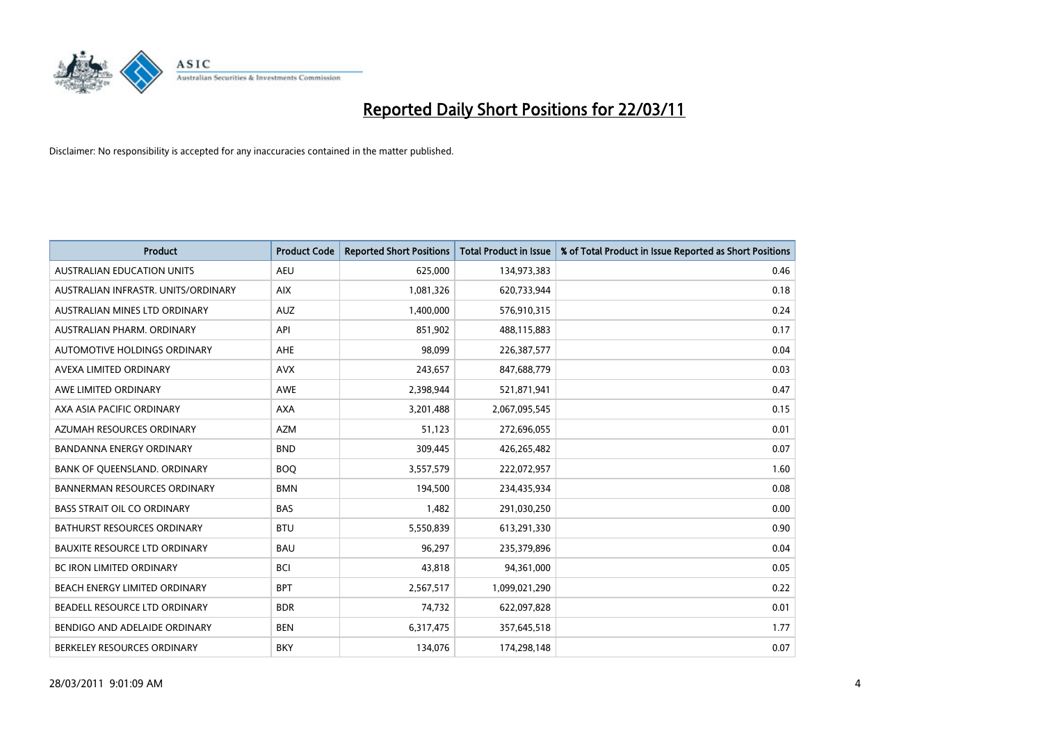# Reported Daily Short Positions for 22/03/11

Disclaimer: No responsibility is accepted for any inaccuracies contained in the matter published.

| Product | Product Code | Reported Short Positions | Total Product in Issue | % of Total Product in Issue Reported as Short Positions |
|---|---|---|---|---|
| AUSTRALIAN EDUCATION UNITS | AEU | 625,000 | 134,973,383 | 0.46 |
| AUSTRALIAN INFRASTR. UNITS/ORDINARY | AIX | 1,081,326 | 620,733,944 | 0.18 |
| AUSTRALIAN MINES LTD ORDINARY | AUZ | 1,400,000 | 576,910,315 | 0.24 |
| AUSTRALIAN PHARM. ORDINARY | API | 851,902 | 488,115,883 | 0.17 |
| AUTOMOTIVE HOLDINGS ORDINARY | AHE | 98,099 | 226,387,577 | 0.04 |
| AVEXA LIMITED ORDINARY | AVX | 243,657 | 847,688,779 | 0.03 |
| AWE LIMITED ORDINARY | AWE | 2,398,944 | 521,871,941 | 0.47 |
| AXA ASIA PACIFIC ORDINARY | AXA | 3,201,488 | 2,067,095,545 | 0.15 |
| AZUMAH RESOURCES ORDINARY | AZM | 51,123 | 272,696,055 | 0.01 |
| BANDANNA ENERGY ORDINARY | BND | 309,445 | 426,265,482 | 0.07 |
| BANK OF QUEENSLAND. ORDINARY | BOQ | 3,557,579 | 222,072,957 | 1.60 |
| BANNERMAN RESOURCES ORDINARY | BMN | 194,500 | 234,435,934 | 0.08 |
| BASS STRAIT OIL CO ORDINARY | BAS | 1,482 | 291,030,250 | 0.00 |
| BATHURST RESOURCES ORDINARY | BTU | 5,550,839 | 613,291,330 | 0.90 |
| BAUXITE RESOURCE LTD ORDINARY | BAU | 96,297 | 235,379,896 | 0.04 |
| BC IRON LIMITED ORDINARY | BCI | 43,818 | 94,361,000 | 0.05 |
| BEACH ENERGY LIMITED ORDINARY | BPT | 2,567,517 | 1,099,021,290 | 0.22 |
| BEADELL RESOURCE LTD ORDINARY | BDR | 74,732 | 622,097,828 | 0.01 |
| BENDIGO AND ADELAIDE ORDINARY | BEN | 6,317,475 | 357,645,518 | 1.77 |
| BERKELEY RESOURCES ORDINARY | BKY | 134,076 | 174,298,148 | 0.07 |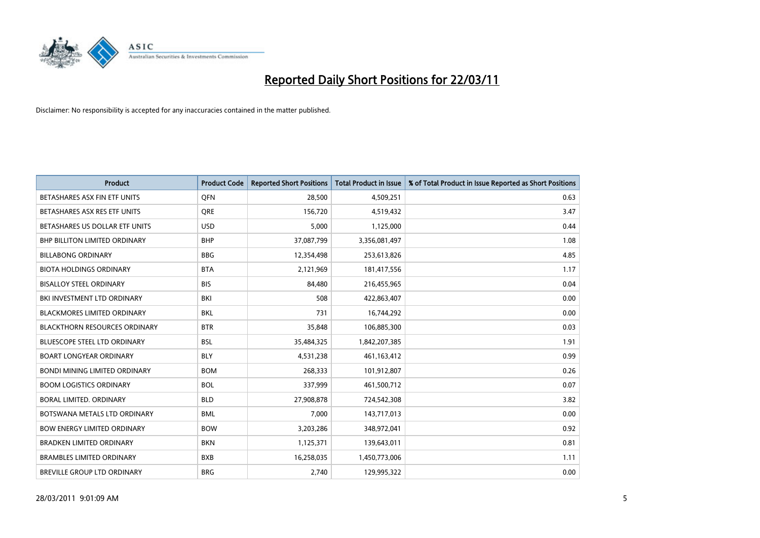# Reported Daily Short Positions for 22/03/11

Disclaimer: No responsibility is accepted for any inaccuracies contained in the matter published.

| Product | Product Code | Reported Short Positions | Total Product in Issue | % of Total Product in Issue Reported as Short Positions |
|---|---|---|---|---|
| BETASHARES ASX FIN ETF UNITS | QFN | 28,500 | 4,509,251 | 0.63 |
| BETASHARES ASX RES ETF UNITS | QRE | 156,720 | 4,519,432 | 3.47 |
| BETASHARES US DOLLAR ETF UNITS | USD | 5,000 | 1,125,000 | 0.44 |
| BHP BILLITON LIMITED ORDINARY | BHP | 37,087,799 | 3,356,081,497 | 1.08 |
| BILLABONG ORDINARY | BBG | 12,354,498 | 253,613,826 | 4.85 |
| BIOTA HOLDINGS ORDINARY | BTA | 2,121,969 | 181,417,556 | 1.17 |
| BISALLOY STEEL ORDINARY | BIS | 84,480 | 216,455,965 | 0.04 |
| BKI INVESTMENT LTD ORDINARY | BKI | 508 | 422,863,407 | 0.00 |
| BLACKMORES LIMITED ORDINARY | BKL | 731 | 16,744,292 | 0.00 |
| BLACKTHORN RESOURCES ORDINARY | BTR | 35,848 | 106,885,300 | 0.03 |
| BLUESCOPE STEEL LTD ORDINARY | BSL | 35,484,325 | 1,842,207,385 | 1.91 |
| BOART LONGYEAR ORDINARY | BLY | 4,531,238 | 461,163,412 | 0.99 |
| BONDI MINING LIMITED ORDINARY | BOM | 268,333 | 101,912,807 | 0.26 |
| BOOM LOGISTICS ORDINARY | BOL | 337,999 | 461,500,712 | 0.07 |
| BORAL LIMITED. ORDINARY | BLD | 27,908,878 | 724,542,308 | 3.82 |
| BOTSWANA METALS LTD ORDINARY | BML | 7,000 | 143,717,013 | 0.00 |
| BOW ENERGY LIMITED ORDINARY | BOW | 3,203,286 | 348,972,041 | 0.92 |
| BRADKEN LIMITED ORDINARY | BKN | 1,125,371 | 139,643,011 | 0.81 |
| BRAMBLES LIMITED ORDINARY | BXB | 16,258,035 | 1,450,773,006 | 1.11 |
| BREVILLE GROUP LTD ORDINARY | BRG | 2,740 | 129,995,322 | 0.00 |

28/03/2011 9:01:09 AM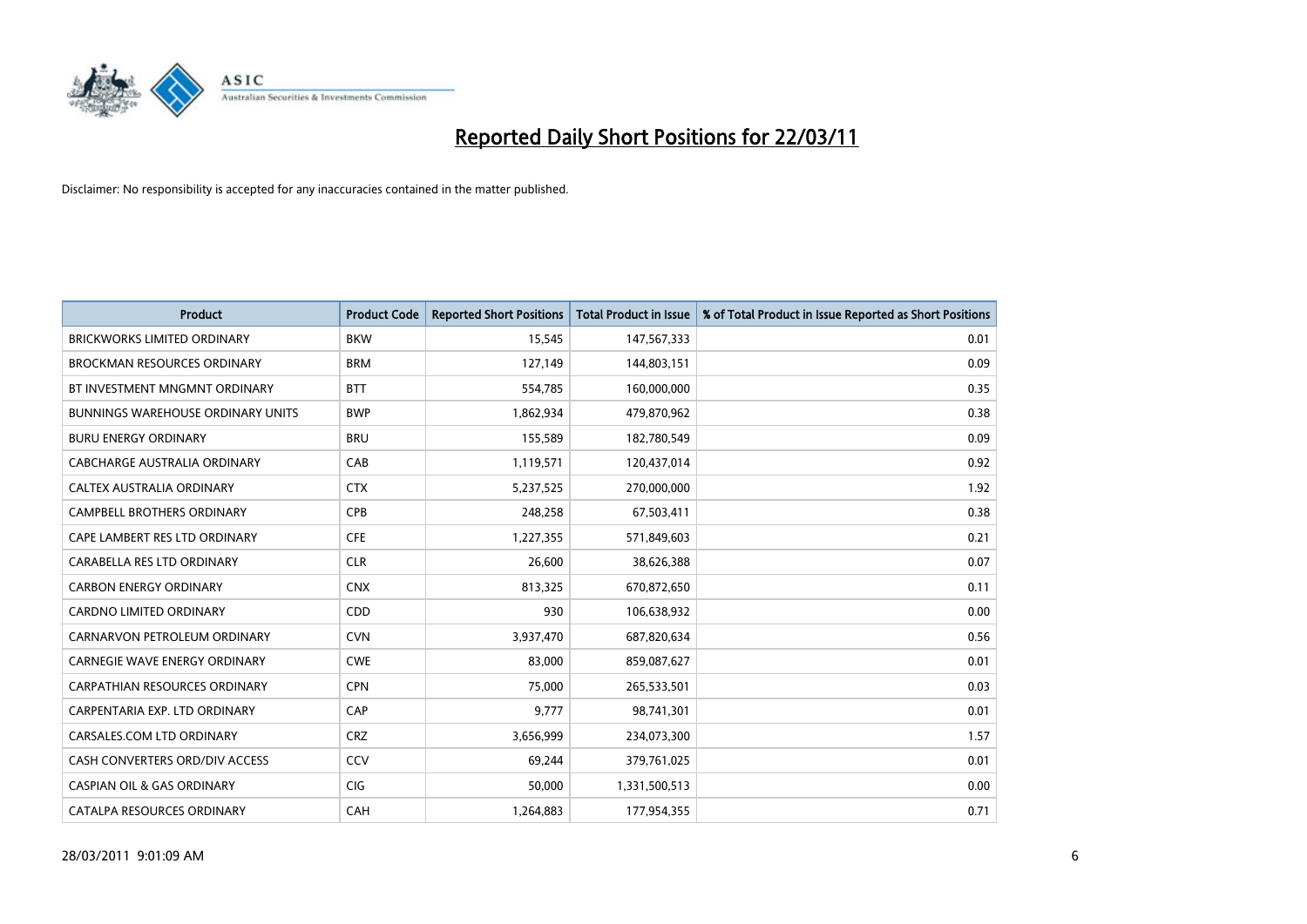# Reported Daily Short Positions for 22/03/11

Disclaimer: No responsibility is accepted for any inaccuracies contained in the matter published.

| Product | Product Code | Reported Short Positions | Total Product in Issue | % of Total Product in Issue Reported as Short Positions |
|---|---|---|---|---|
| BRICKWORKS LIMITED ORDINARY | BKW | 15,545 | 147,567,333 | 0.01 |
| BROCKMAN RESOURCES ORDINARY | BRM | 127,149 | 144,803,151 | 0.09 |
| BT INVESTMENT MNGMNT ORDINARY | BTT | 554,785 | 160,000,000 | 0.35 |
| BUNNINGS WAREHOUSE ORDINARY UNITS | BWP | 1,862,934 | 479,870,962 | 0.38 |
| BURU ENERGY ORDINARY | BRU | 155,589 | 182,780,549 | 0.09 |
| CABCHARGE AUSTRALIA ORDINARY | CAB | 1,119,571 | 120,437,014 | 0.92 |
| CALTEX AUSTRALIA ORDINARY | CTX | 5,237,525 | 270,000,000 | 1.92 |
| CAMPBELL BROTHERS ORDINARY | CPB | 248,258 | 67,503,411 | 0.38 |
| CAPE LAMBERT RES LTD ORDINARY | CFE | 1,227,355 | 571,849,603 | 0.21 |
| CARABELLA RES LTD ORDINARY | CLR | 26,600 | 38,626,388 | 0.07 |
| CARBON ENERGY ORDINARY | CNX | 813,325 | 670,872,650 | 0.11 |
| CARDNO LIMITED ORDINARY | CDD | 930 | 106,638,932 | 0.00 |
| CARNARVON PETROLEUM ORDINARY | CVN | 3,937,470 | 687,820,634 | 0.56 |
| CARNEGIE WAVE ENERGY ORDINARY | CWE | 83,000 | 859,087,627 | 0.01 |
| CARPATHIAN RESOURCES ORDINARY | CPN | 75,000 | 265,533,501 | 0.03 |
| CARPENTARIA EXP. LTD ORDINARY | CAP | 9,777 | 98,741,301 | 0.01 |
| CARSALES.COM LTD ORDINARY | CRZ | 3,656,999 | 234,073,300 | 1.57 |
| CASH CONVERTERS ORD/DIV ACCESS | CCV | 69,244 | 379,761,025 | 0.01 |
| CASPIAN OIL & GAS ORDINARY | CIG | 50,000 | 1,331,500,513 | 0.00 |
| CATALPA RESOURCES ORDINARY | CAH | 1,264,883 | 177,954,355 | 0.71 |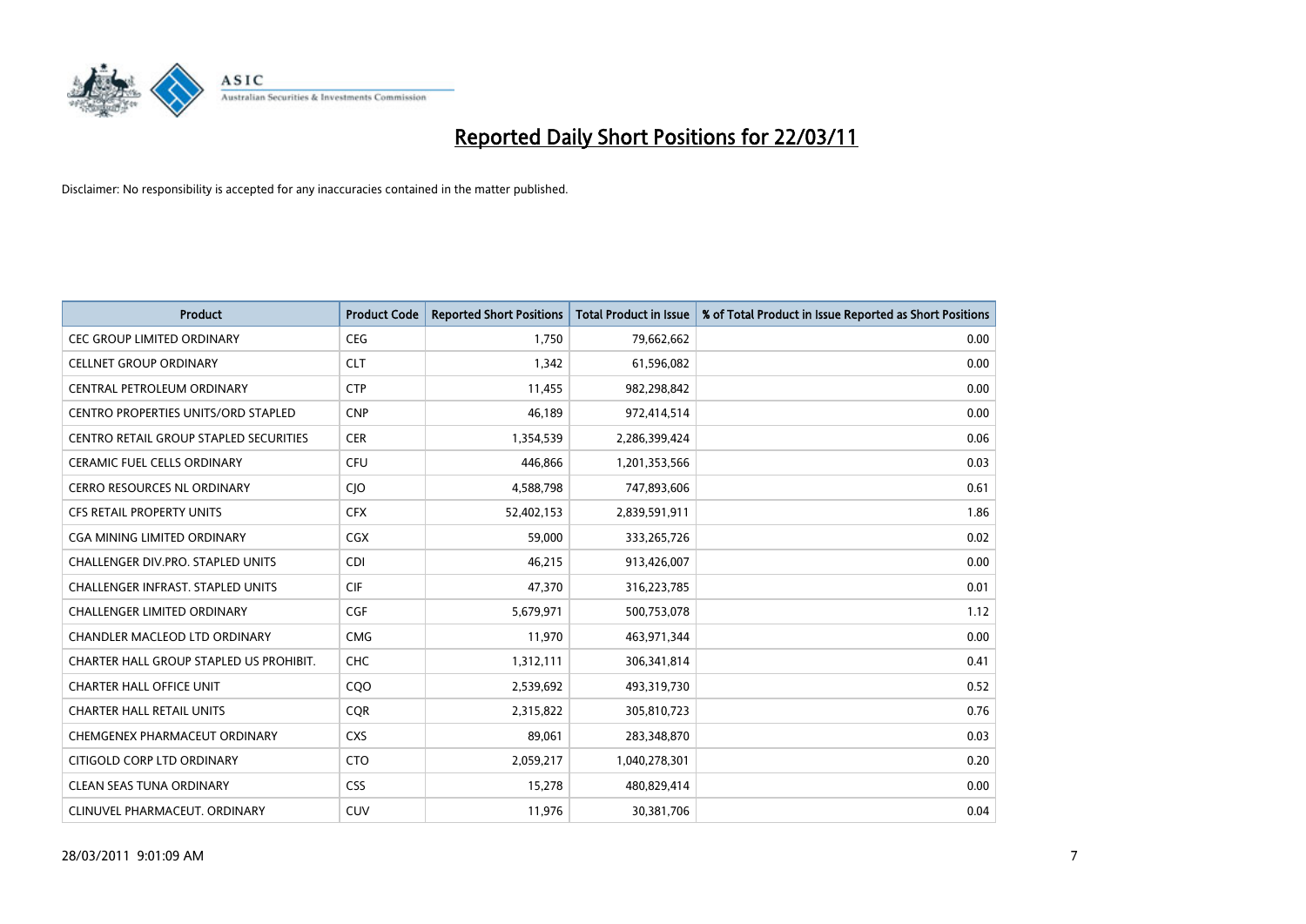# Reported Daily Short Positions for 22/03/11

Disclaimer: No responsibility is accepted for any inaccuracies contained in the matter published.

| Product | Product Code | Reported Short Positions | Total Product in Issue | % of Total Product in Issue Reported as Short Positions |
|---|---|---|---|---|
| CEC GROUP LIMITED ORDINARY | CEG | 1,750 | 79,662,662 | 0.00 |
| CELLNET GROUP ORDINARY | CLT | 1,342 | 61,596,082 | 0.00 |
| CENTRAL PETROLEUM ORDINARY | CTP | 11,455 | 982,298,842 | 0.00 |
| CENTRO PROPERTIES UNITS/ORD STAPLED | CNP | 46,189 | 972,414,514 | 0.00 |
| CENTRO RETAIL GROUP STAPLED SECURITIES | CER | 1,354,539 | 2,286,399,424 | 0.06 |
| CERAMIC FUEL CELLS ORDINARY | CFU | 446,866 | 1,201,353,566 | 0.03 |
| CERRO RESOURCES NL ORDINARY | CJO | 4,588,798 | 747,893,606 | 0.61 |
| CFS RETAIL PROPERTY UNITS | CFX | 52,402,153 | 2,839,591,911 | 1.86 |
| CGA MINING LIMITED ORDINARY | CGX | 59,000 | 333,265,726 | 0.02 |
| CHALLENGER DIV.PRO. STAPLED UNITS | CDI | 46,215 | 913,426,007 | 0.00 |
| CHALLENGER INFRAST. STAPLED UNITS | CIF | 47,370 | 316,223,785 | 0.01 |
| CHALLENGER LIMITED ORDINARY | CGF | 5,679,971 | 500,753,078 | 1.12 |
| CHANDLER MACLEOD LTD ORDINARY | CMG | 11,970 | 463,971,344 | 0.00 |
| CHARTER HALL GROUP STAPLED US PROHIBIT. | CHC | 1,312,111 | 306,341,814 | 0.41 |
| CHARTER HALL OFFICE UNIT | CQO | 2,539,692 | 493,319,730 | 0.52 |
| CHARTER HALL RETAIL UNITS | CQR | 2,315,822 | 305,810,723 | 0.76 |
| CHEMGENEX PHARMACEUT ORDINARY | CXS | 89,061 | 283,348,870 | 0.03 |
| CITIGOLD CORP LTD ORDINARY | CTO | 2,059,217 | 1,040,278,301 | 0.20 |
| CLEAN SEAS TUNA ORDINARY | CSS | 15,278 | 480,829,414 | 0.00 |
| CLINUVEL PHARMACEUT. ORDINARY | CUV | 11,976 | 30,381,706 | 0.04 |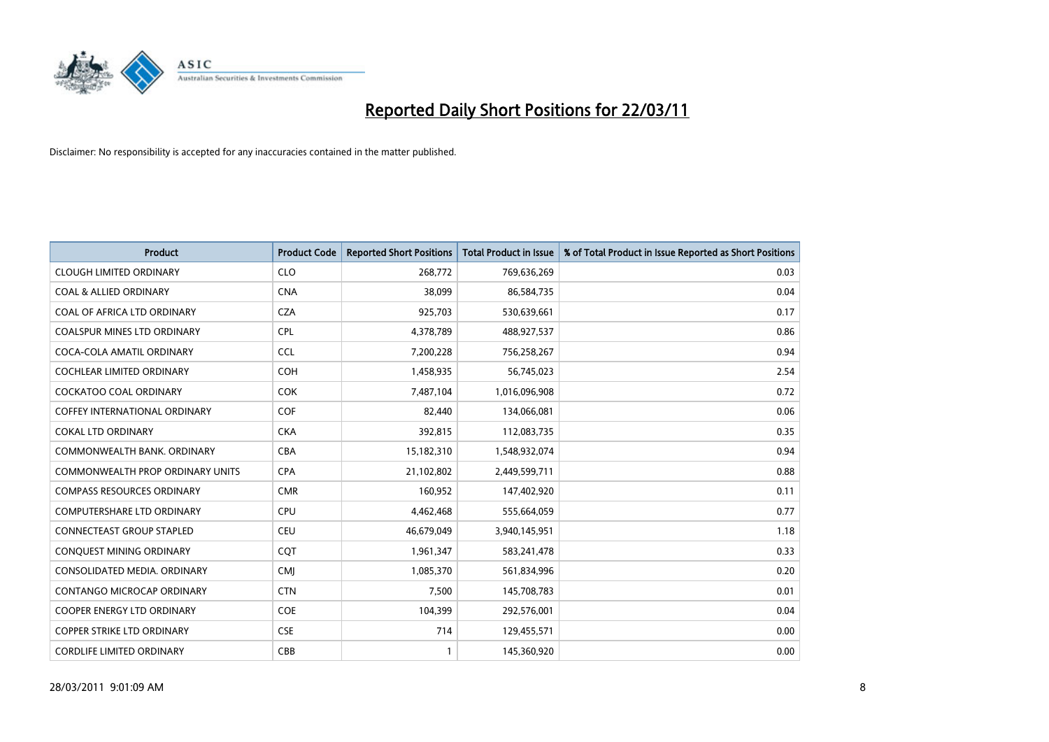# Reported Daily Short Positions for 22/03/11

Disclaimer: No responsibility is accepted for any inaccuracies contained in the matter published.

| Product | Product Code | Reported Short Positions | Total Product in Issue | % of Total Product in Issue Reported as Short Positions |
|---|---|---|---|---|
| CLOUGH LIMITED ORDINARY | CLO | 268,772 | 769,636,269 | 0.03 |
| COAL & ALLIED ORDINARY | CNA | 38,099 | 86,584,735 | 0.04 |
| COAL OF AFRICA LTD ORDINARY | CZA | 925,703 | 530,639,661 | 0.17 |
| COALSPUR MINES LTD ORDINARY | CPL | 4,378,789 | 488,927,537 | 0.86 |
| COCA-COLA AMATIL ORDINARY | CCL | 7,200,228 | 756,258,267 | 0.94 |
| COCHLEAR LIMITED ORDINARY | COH | 1,458,935 | 56,745,023 | 2.54 |
| COCKATOO COAL ORDINARY | COK | 7,487,104 | 1,016,096,908 | 0.72 |
| COFFEY INTERNATIONAL ORDINARY | COF | 82,440 | 134,066,081 | 0.06 |
| COKAL LTD ORDINARY | CKA | 392,815 | 112,083,735 | 0.35 |
| COMMONWEALTH BANK. ORDINARY | CBA | 15,182,310 | 1,548,932,074 | 0.94 |
| COMMONWEALTH PROP ORDINARY UNITS | CPA | 21,102,802 | 2,449,599,711 | 0.88 |
| COMPASS RESOURCES ORDINARY | CMR | 160,952 | 147,402,920 | 0.11 |
| COMPUTERSHARE LTD ORDINARY | CPU | 4,462,468 | 555,664,059 | 0.77 |
| CONNECTEAST GROUP STAPLED | CEU | 46,679,049 | 3,940,145,951 | 1.18 |
| CONQUEST MINING ORDINARY | CQT | 1,961,347 | 583,241,478 | 0.33 |
| CONSOLIDATED MEDIA. ORDINARY | CMJ | 1,085,370 | 561,834,996 | 0.20 |
| CONTANGO MICROCAP ORDINARY | CTN | 7,500 | 145,708,783 | 0.01 |
| COOPER ENERGY LTD ORDINARY | COE | 104,399 | 292,576,001 | 0.04 |
| COPPER STRIKE LTD ORDINARY | CSE | 714 | 129,455,571 | 0.00 |
| CORDLIFE LIMITED ORDINARY | CBB | 1 | 145,360,920 | 0.00 |

28/03/2011 9:01:09 AM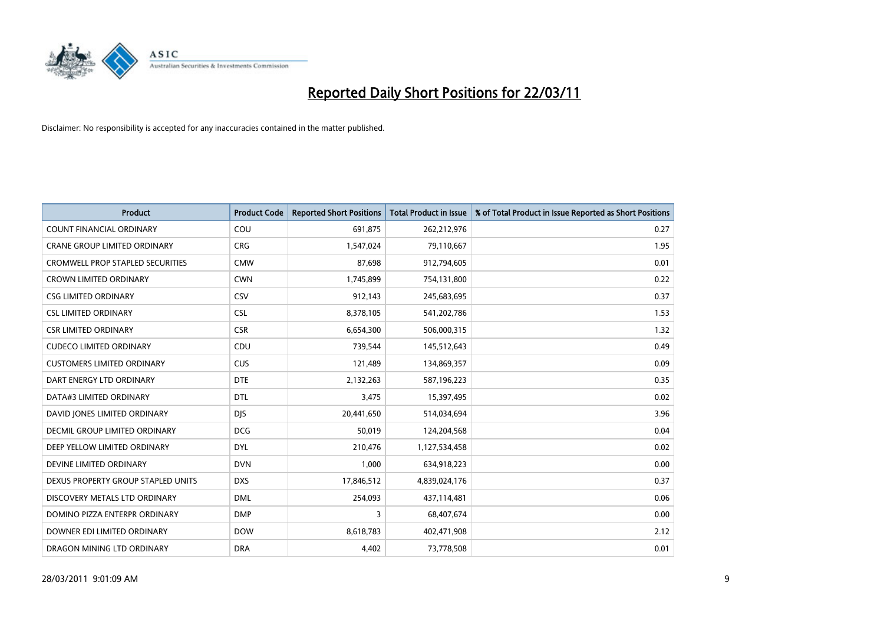# Reported Daily Short Positions for 22/03/11

Disclaimer: No responsibility is accepted for any inaccuracies contained in the matter published.

| Product | Product Code | Reported Short Positions | Total Product in Issue | % of Total Product in Issue Reported as Short Positions |
|---|---|---|---|---|
| COUNT FINANCIAL ORDINARY | COU | 691,875 | 262,212,976 | 0.27 |
| CRANE GROUP LIMITED ORDINARY | CRG | 1,547,024 | 79,110,667 | 1.95 |
| CROMWELL PROP STAPLED SECURITIES | CMW | 87,698 | 912,794,605 | 0.01 |
| CROWN LIMITED ORDINARY | CWN | 1,745,899 | 754,131,800 | 0.22 |
| CSG LIMITED ORDINARY | CSV | 912,143 | 245,683,695 | 0.37 |
| CSL LIMITED ORDINARY | CSL | 8,378,105 | 541,202,786 | 1.53 |
| CSR LIMITED ORDINARY | CSR | 6,654,300 | 506,000,315 | 1.32 |
| CUDECO LIMITED ORDINARY | CDU | 739,544 | 145,512,643 | 0.49 |
| CUSTOMERS LIMITED ORDINARY | CUS | 121,489 | 134,869,357 | 0.09 |
| DART ENERGY LTD ORDINARY | DTE | 2,132,263 | 587,196,223 | 0.35 |
| DATA#3 LIMITED ORDINARY | DTL | 3,475 | 15,397,495 | 0.02 |
| DAVID JONES LIMITED ORDINARY | DJS | 20,441,650 | 514,034,694 | 3.96 |
| DECMIL GROUP LIMITED ORDINARY | DCG | 50,019 | 124,204,568 | 0.04 |
| DEEP YELLOW LIMITED ORDINARY | DYL | 210,476 | 1,127,534,458 | 0.02 |
| DEVINE LIMITED ORDINARY | DVN | 1,000 | 634,918,223 | 0.00 |
| DEXUS PROPERTY GROUP STAPLED UNITS | DXS | 17,846,512 | 4,839,024,176 | 0.37 |
| DISCOVERY METALS LTD ORDINARY | DML | 254,093 | 437,114,481 | 0.06 |
| DOMINO PIZZA ENTERPR ORDINARY | DMP | 3 | 68,407,674 | 0.00 |
| DOWNER EDI LIMITED ORDINARY | DOW | 8,618,783 | 402,471,908 | 2.12 |
| DRAGON MINING LTD ORDINARY | DRA | 4,402 | 73,778,508 | 0.01 |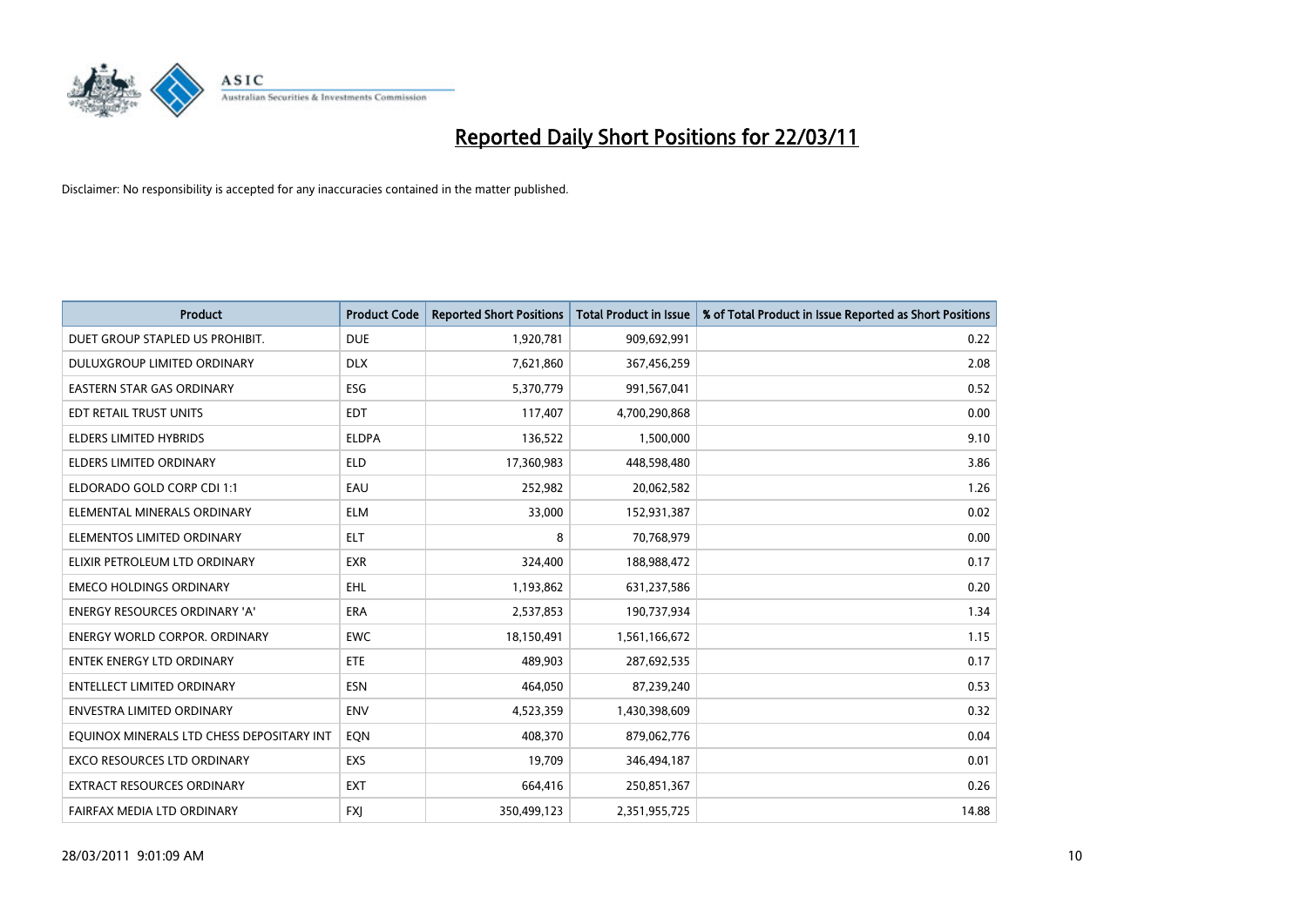# Reported Daily Short Positions for 22/03/11

Disclaimer: No responsibility is accepted for any inaccuracies contained in the matter published.

| Product | Product Code | Reported Short Positions | Total Product in Issue | % of Total Product in Issue Reported as Short Positions |
|---|---|---|---|---|
| DUET GROUP STAPLED US PROHIBIT. | DUE | 1,920,781 | 909,692,991 | 0.22 |
| DULUXGROUP LIMITED ORDINARY | DLX | 7,621,860 | 367,456,259 | 2.08 |
| EASTERN STAR GAS ORDINARY | ESG | 5,370,779 | 991,567,041 | 0.52 |
| EDT RETAIL TRUST UNITS | EDT | 117,407 | 4,700,290,868 | 0.00 |
| ELDERS LIMITED HYBRIDS | ELDPA | 136,522 | 1,500,000 | 9.10 |
| ELDERS LIMITED ORDINARY | ELD | 17,360,983 | 448,598,480 | 3.86 |
| ELDORADO GOLD CORP CDI 1:1 | EAU | 252,982 | 20,062,582 | 1.26 |
| ELEMENTAL MINERALS ORDINARY | ELM | 33,000 | 152,931,387 | 0.02 |
| ELEMENTOS LIMITED ORDINARY | ELT | 8 | 70,768,979 | 0.00 |
| ELIXIR PETROLEUM LTD ORDINARY | EXR | 324,400 | 188,988,472 | 0.17 |
| EMECO HOLDINGS ORDINARY | EHL | 1,193,862 | 631,237,586 | 0.20 |
| ENERGY RESOURCES ORDINARY 'A' | ERA | 2,537,853 | 190,737,934 | 1.34 |
| ENERGY WORLD CORPOR. ORDINARY | EWC | 18,150,491 | 1,561,166,672 | 1.15 |
| ENTEK ENERGY LTD ORDINARY | ETE | 489,903 | 287,692,535 | 0.17 |
| ENTELLECT LIMITED ORDINARY | ESN | 464,050 | 87,239,240 | 0.53 |
| ENVESTRA LIMITED ORDINARY | ENV | 4,523,359 | 1,430,398,609 | 0.32 |
| EQUINOX MINERALS LTD CHESS DEPOSITARY INT | EQN | 408,370 | 879,062,776 | 0.04 |
| EXCO RESOURCES LTD ORDINARY | EXS | 19,709 | 346,494,187 | 0.01 |
| EXTRACT RESOURCES ORDINARY | EXT | 664,416 | 250,851,367 | 0.26 |
| FAIRFAX MEDIA LTD ORDINARY | FXJ | 350,499,123 | 2,351,955,725 | 14.88 |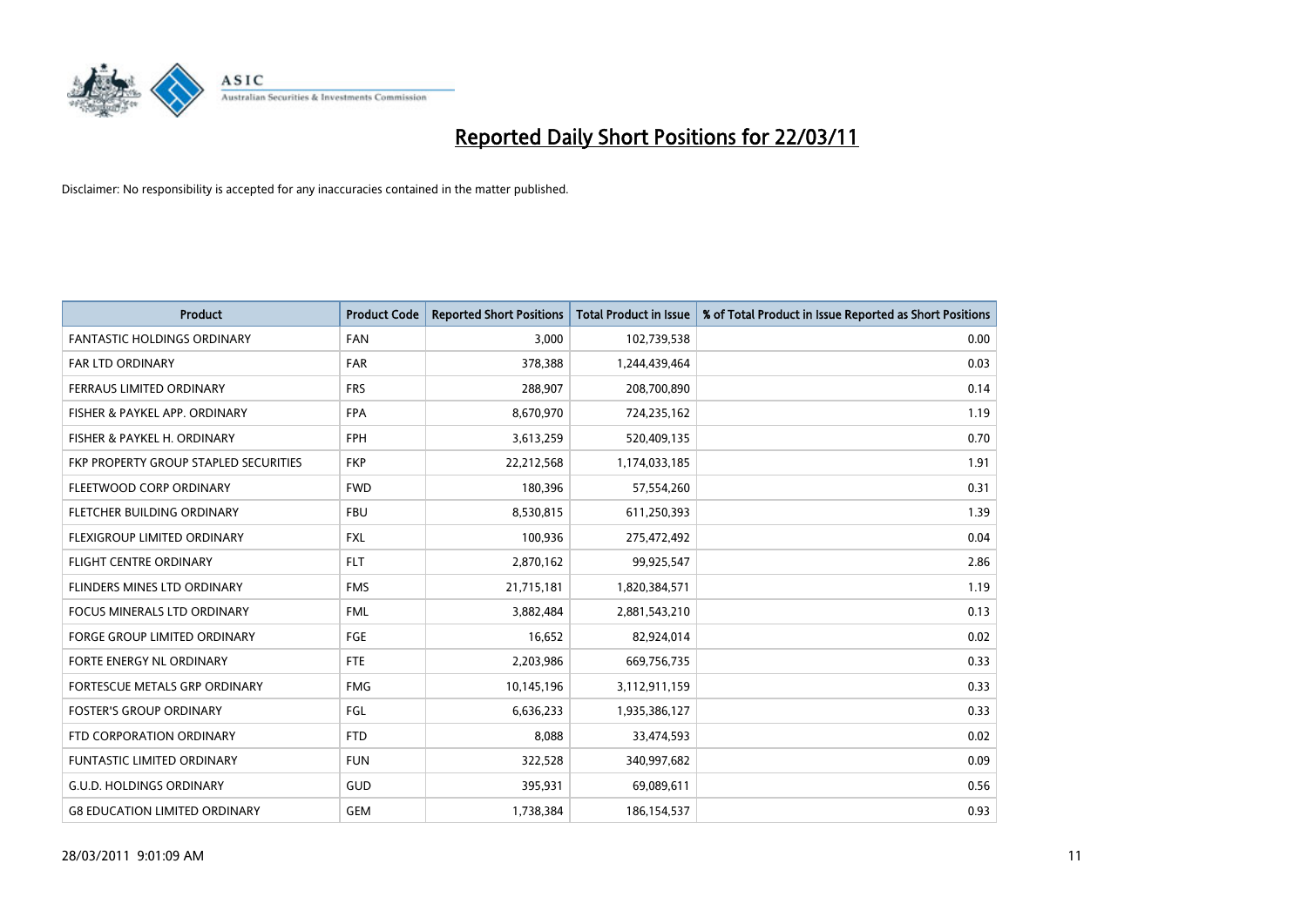# Reported Daily Short Positions for 22/03/11

Disclaimer: No responsibility is accepted for any inaccuracies contained in the matter published.

| Product | Product Code | Reported Short Positions | Total Product in Issue | % of Total Product in Issue Reported as Short Positions |
|---|---|---|---|---|
| FANTASTIC HOLDINGS ORDINARY | FAN | 3,000 | 102,739,538 | 0.00 |
| FAR LTD ORDINARY | FAR | 378,388 | 1,244,439,464 | 0.03 |
| FERRAUS LIMITED ORDINARY | FRS | 288,907 | 208,700,890 | 0.14 |
| FISHER & PAYKEL APP. ORDINARY | FPA | 8,670,970 | 724,235,162 | 1.19 |
| FISHER & PAYKEL H. ORDINARY | FPH | 3,613,259 | 520,409,135 | 0.70 |
| FKP PROPERTY GROUP STAPLED SECURITIES | FKP | 22,212,568 | 1,174,033,185 | 1.91 |
| FLEETWOOD CORP ORDINARY | FWD | 180,396 | 57,554,260 | 0.31 |
| FLETCHER BUILDING ORDINARY | FBU | 8,530,815 | 611,250,393 | 1.39 |
| FLEXIGROUP LIMITED ORDINARY | FXL | 100,936 | 275,472,492 | 0.04 |
| FLIGHT CENTRE ORDINARY | FLT | 2,870,162 | 99,925,547 | 2.86 |
| FLINDERS MINES LTD ORDINARY | FMS | 21,715,181 | 1,820,384,571 | 1.19 |
| FOCUS MINERALS LTD ORDINARY | FML | 3,882,484 | 2,881,543,210 | 0.13 |
| FORGE GROUP LIMITED ORDINARY | FGE | 16,652 | 82,924,014 | 0.02 |
| FORTE ENERGY NL ORDINARY | FTE | 2,203,986 | 669,756,735 | 0.33 |
| FORTESCUE METALS GRP ORDINARY | FMG | 10,145,196 | 3,112,911,159 | 0.33 |
| FOSTER'S GROUP ORDINARY | FGL | 6,636,233 | 1,935,386,127 | 0.33 |
| FTD CORPORATION ORDINARY | FTD | 8,088 | 33,474,593 | 0.02 |
| FUNTASTIC LIMITED ORDINARY | FUN | 322,528 | 340,997,682 | 0.09 |
| G.U.D. HOLDINGS ORDINARY | GUD | 395,931 | 69,089,611 | 0.56 |
| G8 EDUCATION LIMITED ORDINARY | GEM | 1,738,384 | 186,154,537 | 0.93 |

28/03/2011 9:01:09 AM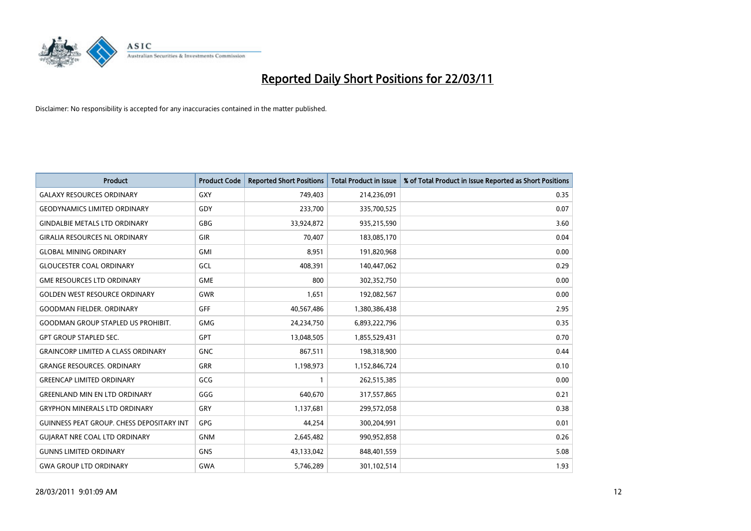# Reported Daily Short Positions for 22/03/11

Disclaimer: No responsibility is accepted for any inaccuracies contained in the matter published.

| Product | Product Code | Reported Short Positions | Total Product in Issue | % of Total Product in Issue Reported as Short Positions |
|---|---|---|---|---|
| GALAXY RESOURCES ORDINARY | GXY | 749,403 | 214,236,091 | 0.35 |
| GEODYNAMICS LIMITED ORDINARY | GDY | 233,700 | 335,700,525 | 0.07 |
| GINDALBIE METALS LTD ORDINARY | GBG | 33,924,872 | 935,215,590 | 3.60 |
| GIRALIA RESOURCES NL ORDINARY | GIR | 70,407 | 183,085,170 | 0.04 |
| GLOBAL MINING ORDINARY | GMI | 8,951 | 191,820,968 | 0.00 |
| GLOUCESTER COAL ORDINARY | GCL | 408,391 | 140,447,062 | 0.29 |
| GME RESOURCES LTD ORDINARY | GME | 800 | 302,352,750 | 0.00 |
| GOLDEN WEST RESOURCE ORDINARY | GWR | 1,651 | 192,082,567 | 0.00 |
| GOODMAN FIELDER. ORDINARY | GFF | 40,567,486 | 1,380,386,438 | 2.95 |
| GOODMAN GROUP STAPLED US PROHIBIT. | GMG | 24,234,750 | 6,893,222,796 | 0.35 |
| GPT GROUP STAPLED SEC. | GPT | 13,048,505 | 1,855,529,431 | 0.70 |
| GRAINCORP LIMITED A CLASS ORDINARY | GNC | 867,511 | 198,318,900 | 0.44 |
| GRANGE RESOURCES. ORDINARY | GRR | 1,198,973 | 1,152,846,724 | 0.10 |
| GREENCAP LIMITED ORDINARY | GCG | 1 | 262,515,385 | 0.00 |
| GREENLAND MIN EN LTD ORDINARY | GGG | 640,670 | 317,557,865 | 0.21 |
| GRYPHON MINERALS LTD ORDINARY | GRY | 1,137,681 | 299,572,058 | 0.38 |
| GUINNESS PEAT GROUP. CHESS DEPOSITARY INT | GPG | 44,254 | 300,204,991 | 0.01 |
| GUJARAT NRE COAL LTD ORDINARY | GNM | 2,645,482 | 990,952,858 | 0.26 |
| GUNNS LIMITED ORDINARY | GNS | 43,133,042 | 848,401,559 | 5.08 |
| GWA GROUP LTD ORDINARY | GWA | 5,746,289 | 301,102,514 | 1.93 |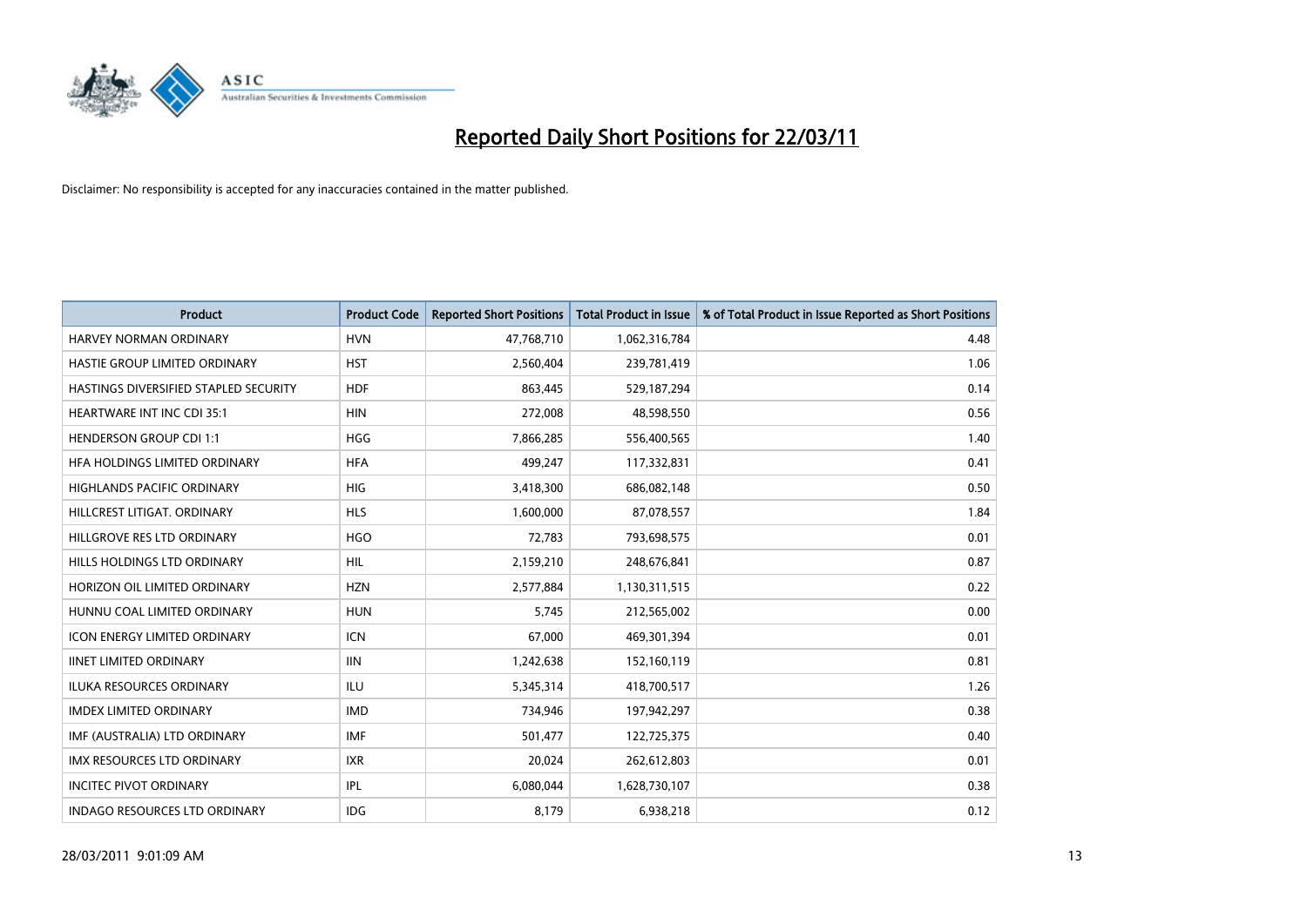# Reported Daily Short Positions for 22/03/11

Disclaimer: No responsibility is accepted for any inaccuracies contained in the matter published.

| Product | Product Code | Reported Short Positions | Total Product in Issue | % of Total Product in Issue Reported as Short Positions |
|---|---|---|---|---|
| HARVEY NORMAN ORDINARY | HVN | 47,768,710 | 1,062,316,784 | 4.48 |
| HASTIE GROUP LIMITED ORDINARY | HST | 2,560,404 | 239,781,419 | 1.06 |
| HASTINGS DIVERSIFIED STAPLED SECURITY | HDF | 863,445 | 529,187,294 | 0.14 |
| HEARTWARE INT INC CDI 35:1 | HIN | 272,008 | 48,598,550 | 0.56 |
| HENDERSON GROUP CDI 1:1 | HGG | 7,866,285 | 556,400,565 | 1.40 |
| HFA HOLDINGS LIMITED ORDINARY | HFA | 499,247 | 117,332,831 | 0.41 |
| HIGHLANDS PACIFIC ORDINARY | HIG | 3,418,300 | 686,082,148 | 0.50 |
| HILLCREST LITIGAT. ORDINARY | HLS | 1,600,000 | 87,078,557 | 1.84 |
| HILLGROVE RES LTD ORDINARY | HGO | 72,783 | 793,698,575 | 0.01 |
| HILLS HOLDINGS LTD ORDINARY | HIL | 2,159,210 | 248,676,841 | 0.87 |
| HORIZON OIL LIMITED ORDINARY | HZN | 2,577,884 | 1,130,311,515 | 0.22 |
| HUNNU COAL LIMITED ORDINARY | HUN | 5,745 | 212,565,002 | 0.00 |
| ICON ENERGY LIMITED ORDINARY | ICN | 67,000 | 469,301,394 | 0.01 |
| IINET LIMITED ORDINARY | IIN | 1,242,638 | 152,160,119 | 0.81 |
| ILUKA RESOURCES ORDINARY | ILU | 5,345,314 | 418,700,517 | 1.26 |
| IMDEX LIMITED ORDINARY | IMD | 734,946 | 197,942,297 | 0.38 |
| IMF (AUSTRALIA) LTD ORDINARY | IMF | 501,477 | 122,725,375 | 0.40 |
| IMX RESOURCES LTD ORDINARY | IXR | 20,024 | 262,612,803 | 0.01 |
| INCITEC PIVOT ORDINARY | IPL | 6,080,044 | 1,628,730,107 | 0.38 |
| INDAGO RESOURCES LTD ORDINARY | IDG | 8,179 | 6,938,218 | 0.12 |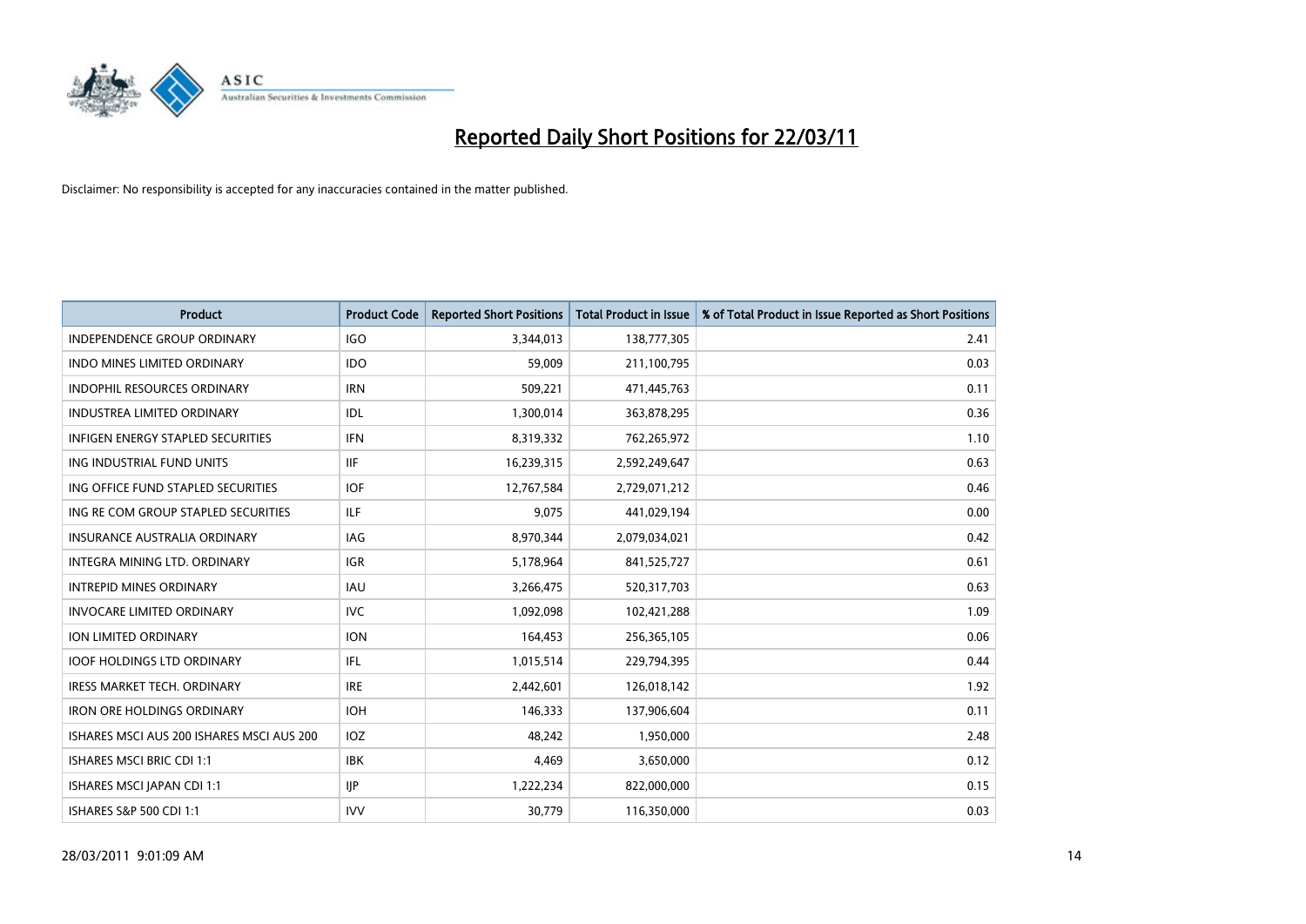# Reported Daily Short Positions for 22/03/11

Disclaimer: No responsibility is accepted for any inaccuracies contained in the matter published.

| Product | Product Code | Reported Short Positions | Total Product in Issue | % of Total Product in Issue Reported as Short Positions |
|---|---|---|---|---|
| INDEPENDENCE GROUP ORDINARY | IGO | 3,344,013 | 138,777,305 | 2.41 |
| INDO MINES LIMITED ORDINARY | IDO | 59,009 | 211,100,795 | 0.03 |
| INDOPHIL RESOURCES ORDINARY | IRN | 509,221 | 471,445,763 | 0.11 |
| INDUSTREA LIMITED ORDINARY | IDL | 1,300,014 | 363,878,295 | 0.36 |
| INFIGEN ENERGY STAPLED SECURITIES | IFN | 8,319,332 | 762,265,972 | 1.10 |
| ING INDUSTRIAL FUND UNITS | IIF | 16,239,315 | 2,592,249,647 | 0.63 |
| ING OFFICE FUND STAPLED SECURITIES | IOF | 12,767,584 | 2,729,071,212 | 0.46 |
| ING RE COM GROUP STAPLED SECURITIES | ILF | 9,075 | 441,029,194 | 0.00 |
| INSURANCE AUSTRALIA ORDINARY | IAG | 8,970,344 | 2,079,034,021 | 0.42 |
| INTEGRA MINING LTD. ORDINARY | IGR | 5,178,964 | 841,525,727 | 0.61 |
| INTREPID MINES ORDINARY | IAU | 3,266,475 | 520,317,703 | 0.63 |
| INVOCARE LIMITED ORDINARY | IVC | 1,092,098 | 102,421,288 | 1.09 |
| ION LIMITED ORDINARY | ION | 164,453 | 256,365,105 | 0.06 |
| IOOF HOLDINGS LTD ORDINARY | IFL | 1,015,514 | 229,794,395 | 0.44 |
| IRESS MARKET TECH. ORDINARY | IRE | 2,442,601 | 126,018,142 | 1.92 |
| IRON ORE HOLDINGS ORDINARY | IOH | 146,333 | 137,906,604 | 0.11 |
| ISHARES MSCI AUS 200 ISHARES MSCI AUS 200 | IOZ | 48,242 | 1,950,000 | 2.48 |
| ISHARES MSCI BRIC CDI 1:1 | IBK | 4,469 | 3,650,000 | 0.12 |
| ISHARES MSCI JAPAN CDI 1:1 | IJP | 1,222,234 | 822,000,000 | 0.15 |
| ISHARES S&P 500 CDI 1:1 | IVV | 30,779 | 116,350,000 | 0.03 |

28/03/2011 9:01:09 AM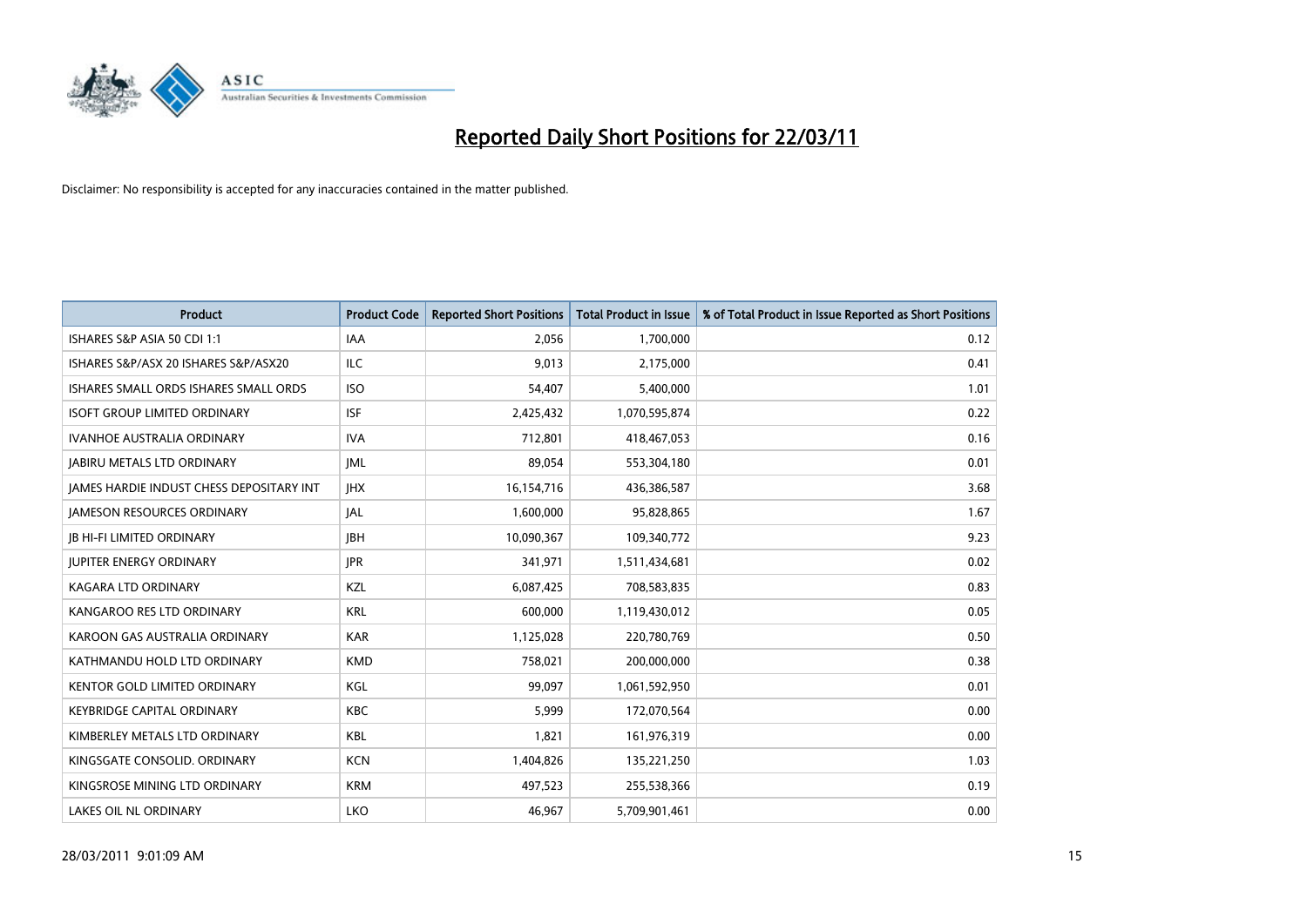# Reported Daily Short Positions for 22/03/11

Disclaimer: No responsibility is accepted for any inaccuracies contained in the matter published.

| Product | Product Code | Reported Short Positions | Total Product in Issue | % of Total Product in Issue Reported as Short Positions |
|---|---|---|---|---|
| ISHARES S&P ASIA 50 CDI 1:1 | IAA | 2,056 | 1,700,000 | 0.12 |
| ISHARES S&P/ASX 20 ISHARES S&P/ASX20 | ILC | 9,013 | 2,175,000 | 0.41 |
| ISHARES SMALL ORDS ISHARES SMALL ORDS | ISO | 54,407 | 5,400,000 | 1.01 |
| ISOFT GROUP LIMITED ORDINARY | ISF | 2,425,432 | 1,070,595,874 | 0.22 |
| IVANHOE AUSTRALIA ORDINARY | IVA | 712,801 | 418,467,053 | 0.16 |
| JABIRU METALS LTD ORDINARY | JML | 89,054 | 553,304,180 | 0.01 |
| JAMES HARDIE INDUST CHESS DEPOSITARY INT | JHX | 16,154,716 | 436,386,587 | 3.68 |
| JAMESON RESOURCES ORDINARY | JAL | 1,600,000 | 95,828,865 | 1.67 |
| JB HI-FI LIMITED ORDINARY | JBH | 10,090,367 | 109,340,772 | 9.23 |
| JUPITER ENERGY ORDINARY | JPR | 341,971 | 1,511,434,681 | 0.02 |
| KAGARA LTD ORDINARY | KZL | 6,087,425 | 708,583,835 | 0.83 |
| KANGAROO RES LTD ORDINARY | KRL | 600,000 | 1,119,430,012 | 0.05 |
| KAROON GAS AUSTRALIA ORDINARY | KAR | 1,125,028 | 220,780,769 | 0.50 |
| KATHMANDU HOLD LTD ORDINARY | KMD | 758,021 | 200,000,000 | 0.38 |
| KENTOR GOLD LIMITED ORDINARY | KGL | 99,097 | 1,061,592,950 | 0.01 |
| KEYBRIDGE CAPITAL ORDINARY | KBC | 5,999 | 172,070,564 | 0.00 |
| KIMBERLEY METALS LTD ORDINARY | KBL | 1,821 | 161,976,319 | 0.00 |
| KINGSGATE CONSOLID. ORDINARY | KCN | 1,404,826 | 135,221,250 | 1.03 |
| KINGSROSE MINING LTD ORDINARY | KRM | 497,523 | 255,538,366 | 0.19 |
| LAKES OIL NL ORDINARY | LKO | 46,967 | 5,709,901,461 | 0.00 |

28/03/2011 9:01:09 AM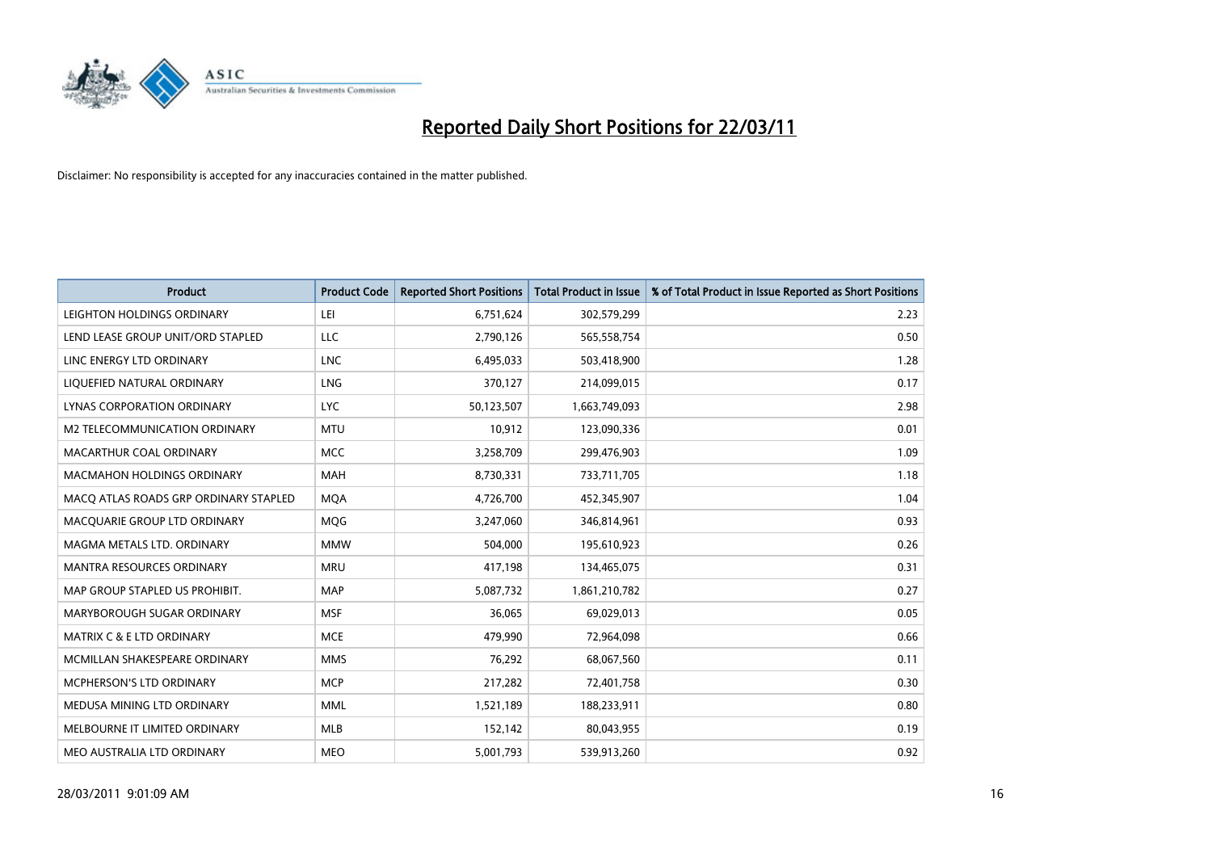# Reported Daily Short Positions for 22/03/11

Disclaimer: No responsibility is accepted for any inaccuracies contained in the matter published.

| Product | Product Code | Reported Short Positions | Total Product in Issue | % of Total Product in Issue Reported as Short Positions |
|---|---|---|---|---|
| LEIGHTON HOLDINGS ORDINARY | LEI | 6,751,624 | 302,579,299 | 2.23 |
| LEND LEASE GROUP UNIT/ORD STAPLED | LLC | 2,790,126 | 565,558,754 | 0.50 |
| LINC ENERGY LTD ORDINARY | LNC | 6,495,033 | 503,418,900 | 1.28 |
| LIQUEFIED NATURAL ORDINARY | LNG | 370,127 | 214,099,015 | 0.17 |
| LYNAS CORPORATION ORDINARY | LYC | 50,123,507 | 1,663,749,093 | 2.98 |
| M2 TELECOMMUNICATION ORDINARY | MTU | 10,912 | 123,090,336 | 0.01 |
| MACARTHUR COAL ORDINARY | MCC | 3,258,709 | 299,476,903 | 1.09 |
| MACMAHON HOLDINGS ORDINARY | MAH | 8,730,331 | 733,711,705 | 1.18 |
| MACQ ATLAS ROADS GRP ORDINARY STAPLED | MQA | 4,726,700 | 452,345,907 | 1.04 |
| MACQUARIE GROUP LTD ORDINARY | MQG | 3,247,060 | 346,814,961 | 0.93 |
| MAGMA METALS LTD. ORDINARY | MMW | 504,000 | 195,610,923 | 0.26 |
| MANTRA RESOURCES ORDINARY | MRU | 417,198 | 134,465,075 | 0.31 |
| MAP GROUP STAPLED US PROHIBIT. | MAP | 5,087,732 | 1,861,210,782 | 0.27 |
| MARYBOROUGH SUGAR ORDINARY | MSF | 36,065 | 69,029,013 | 0.05 |
| MATRIX C & E LTD ORDINARY | MCE | 479,990 | 72,964,098 | 0.66 |
| MCMILLAN SHAKESPEARE ORDINARY | MMS | 76,292 | 68,067,560 | 0.11 |
| MCPHERSON'S LTD ORDINARY | MCP | 217,282 | 72,401,758 | 0.30 |
| MEDUSA MINING LTD ORDINARY | MML | 1,521,189 | 188,233,911 | 0.80 |
| MELBOURNE IT LIMITED ORDINARY | MLB | 152,142 | 80,043,955 | 0.19 |
| MEO AUSTRALIA LTD ORDINARY | MEO | 5,001,793 | 539,913,260 | 0.92 |

28/03/2011 9:01:09 AM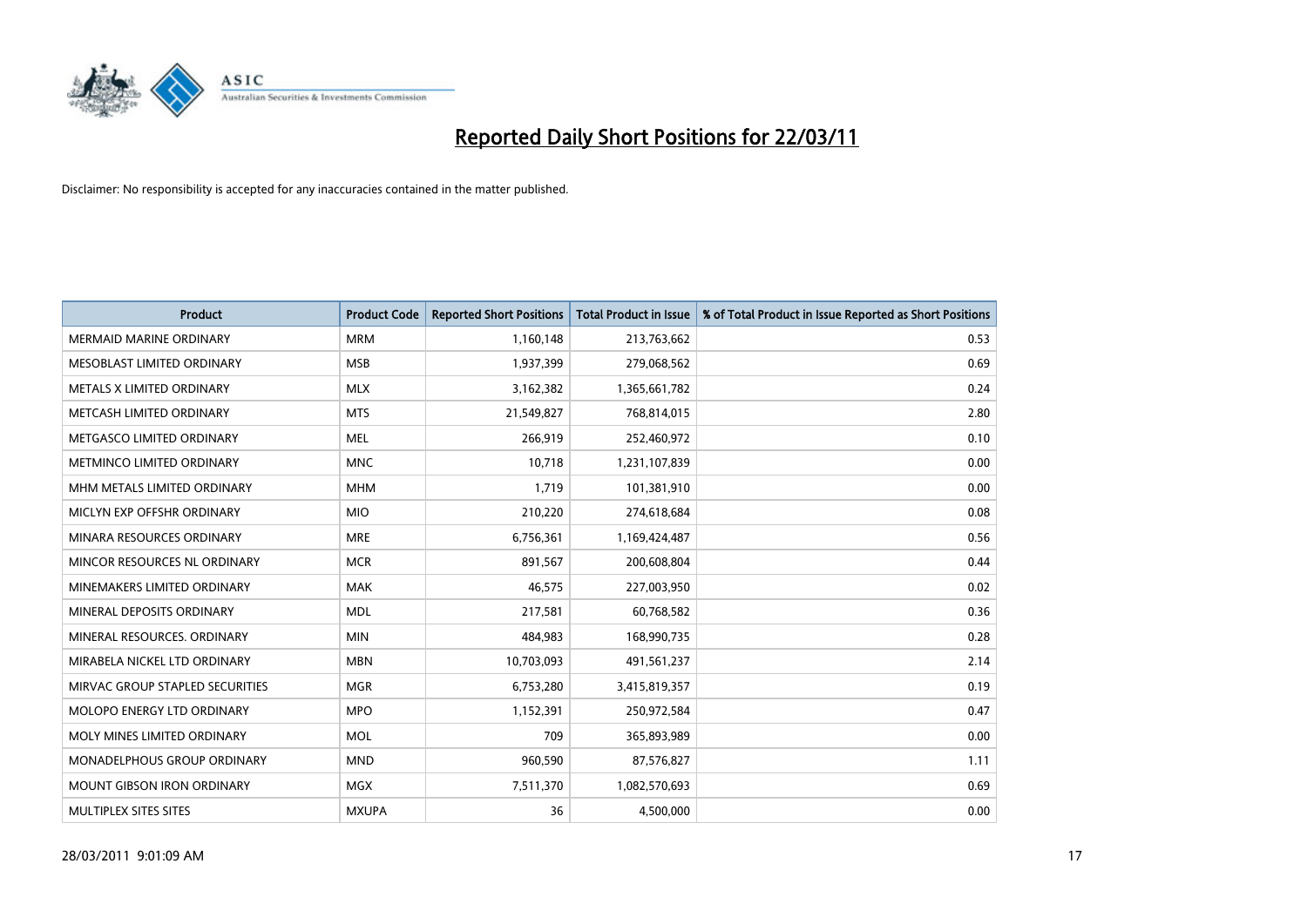# Reported Daily Short Positions for 22/03/11

Disclaimer: No responsibility is accepted for any inaccuracies contained in the matter published.

| Product | Product Code | Reported Short Positions | Total Product in Issue | % of Total Product in Issue Reported as Short Positions |
|---|---|---|---|---|
| MERMAID MARINE ORDINARY | MRM | 1,160,148 | 213,763,662 | 0.53 |
| MESOBLAST LIMITED ORDINARY | MSB | 1,937,399 | 279,068,562 | 0.69 |
| METALS X LIMITED ORDINARY | MLX | 3,162,382 | 1,365,661,782 | 0.24 |
| METCASH LIMITED ORDINARY | MTS | 21,549,827 | 768,814,015 | 2.80 |
| METGASCO LIMITED ORDINARY | MEL | 266,919 | 252,460,972 | 0.10 |
| METMINCO LIMITED ORDINARY | MNC | 10,718 | 1,231,107,839 | 0.00 |
| MHM METALS LIMITED ORDINARY | MHM | 1,719 | 101,381,910 | 0.00 |
| MICLYN EXP OFFSHR ORDINARY | MIO | 210,220 | 274,618,684 | 0.08 |
| MINARA RESOURCES ORDINARY | MRE | 6,756,361 | 1,169,424,487 | 0.56 |
| MINCOR RESOURCES NL ORDINARY | MCR | 891,567 | 200,608,804 | 0.44 |
| MINEMAKERS LIMITED ORDINARY | MAK | 46,575 | 227,003,950 | 0.02 |
| MINERAL DEPOSITS ORDINARY | MDL | 217,581 | 60,768,582 | 0.36 |
| MINERAL RESOURCES. ORDINARY | MIN | 484,983 | 168,990,735 | 0.28 |
| MIRABELA NICKEL LTD ORDINARY | MBN | 10,703,093 | 491,561,237 | 2.14 |
| MIRVAC GROUP STAPLED SECURITIES | MGR | 6,753,280 | 3,415,819,357 | 0.19 |
| MOLOPO ENERGY LTD ORDINARY | MPO | 1,152,391 | 250,972,584 | 0.47 |
| MOLY MINES LIMITED ORDINARY | MOL | 709 | 365,893,989 | 0.00 |
| MONADELPHOUS GROUP ORDINARY | MND | 960,590 | 87,576,827 | 1.11 |
| MOUNT GIBSON IRON ORDINARY | MGX | 7,511,370 | 1,082,570,693 | 0.69 |
| MULTIPLEX SITES SITES | MXUPA | 36 | 4,500,000 | 0.00 |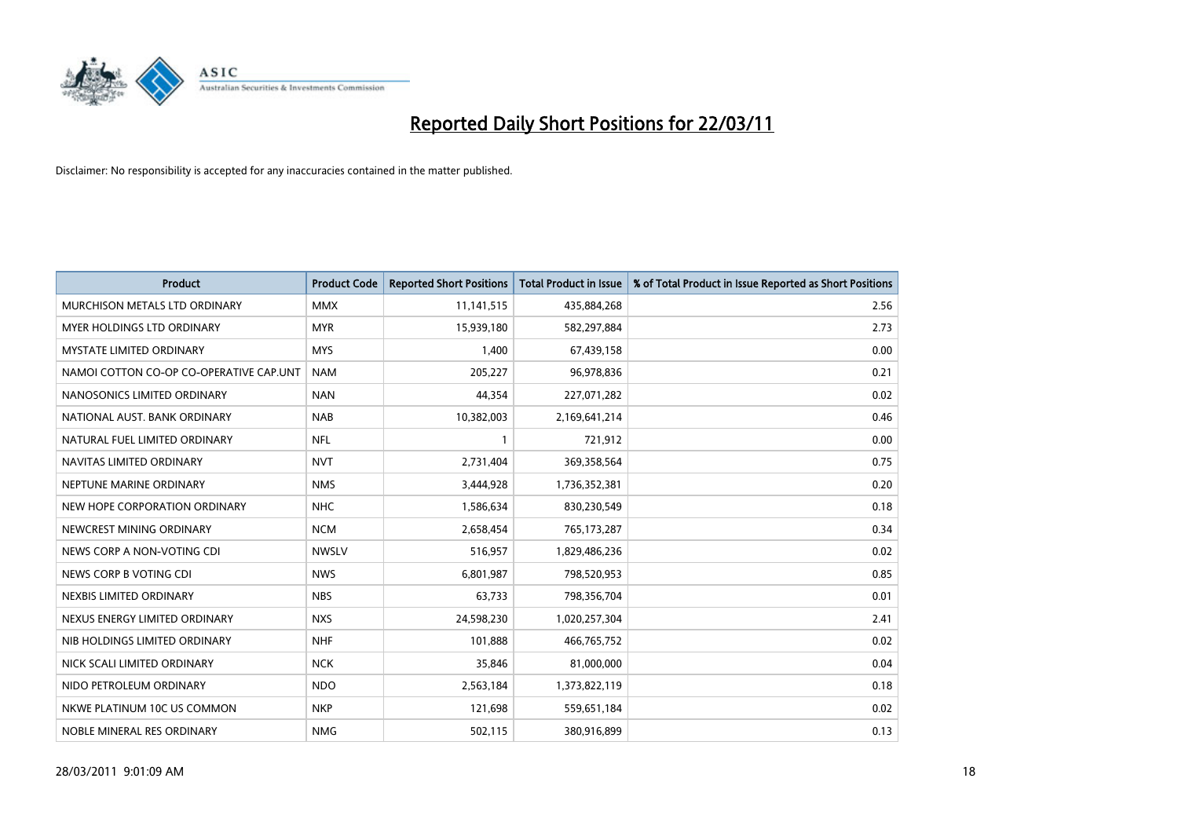# Reported Daily Short Positions for 22/03/11

Disclaimer: No responsibility is accepted for any inaccuracies contained in the matter published.

| Product | Product Code | Reported Short Positions | Total Product in Issue | % of Total Product in Issue Reported as Short Positions |
|---|---|---|---|---|
| MURCHISON METALS LTD ORDINARY | MMX | 11,141,515 | 435,884,268 | 2.56 |
| MYER HOLDINGS LTD ORDINARY | MYR | 15,939,180 | 582,297,884 | 2.73 |
| MYSTATE LIMITED ORDINARY | MYS | 1,400 | 67,439,158 | 0.00 |
| NAMOI COTTON CO-OP CO-OPERATIVE CAP.UNT | NAM | 205,227 | 96,978,836 | 0.21 |
| NANOSONICS LIMITED ORDINARY | NAN | 44,354 | 227,071,282 | 0.02 |
| NATIONAL AUST. BANK ORDINARY | NAB | 10,382,003 | 2,169,641,214 | 0.46 |
| NATURAL FUEL LIMITED ORDINARY | NFL | 1 | 721,912 | 0.00 |
| NAVITAS LIMITED ORDINARY | NVT | 2,731,404 | 369,358,564 | 0.75 |
| NEPTUNE MARINE ORDINARY | NMS | 3,444,928 | 1,736,352,381 | 0.20 |
| NEW HOPE CORPORATION ORDINARY | NHC | 1,586,634 | 830,230,549 | 0.18 |
| NEWCREST MINING ORDINARY | NCM | 2,658,454 | 765,173,287 | 0.34 |
| NEWS CORP A NON-VOTING CDI | NWSLV | 516,957 | 1,829,486,236 | 0.02 |
| NEWS CORP B VOTING CDI | NWS | 6,801,987 | 798,520,953 | 0.85 |
| NEXBIS LIMITED ORDINARY | NBS | 63,733 | 798,356,704 | 0.01 |
| NEXUS ENERGY LIMITED ORDINARY | NXS | 24,598,230 | 1,020,257,304 | 2.41 |
| NIB HOLDINGS LIMITED ORDINARY | NHF | 101,888 | 466,765,752 | 0.02 |
| NICK SCALI LIMITED ORDINARY | NCK | 35,846 | 81,000,000 | 0.04 |
| NIDO PETROLEUM ORDINARY | NDO | 2,563,184 | 1,373,822,119 | 0.18 |
| NKWE PLATINUM 10C US COMMON | NKP | 121,698 | 559,651,184 | 0.02 |
| NOBLE MINERAL RES ORDINARY | NMG | 502,115 | 380,916,899 | 0.13 |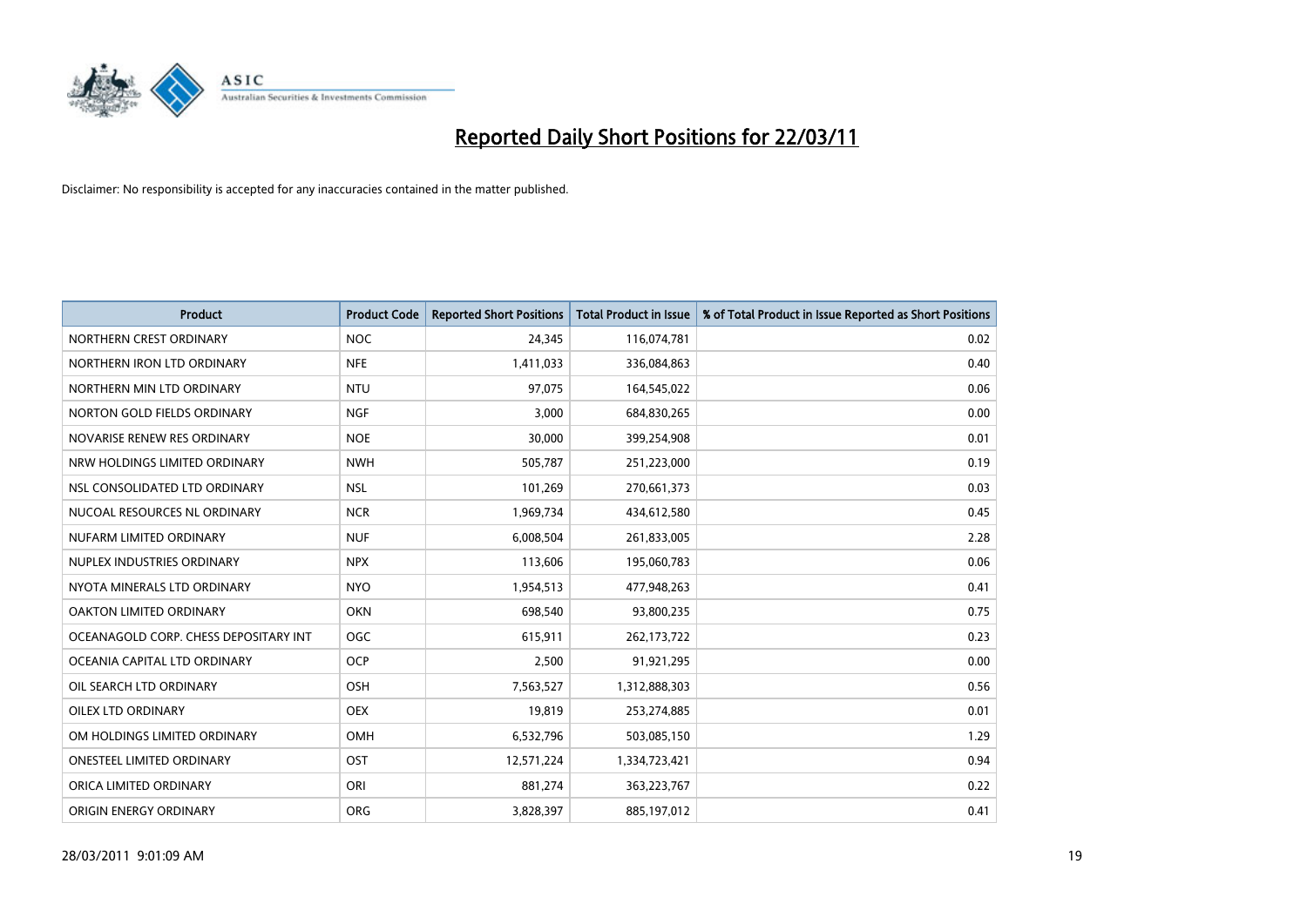# Reported Daily Short Positions for 22/03/11

Disclaimer: No responsibility is accepted for any inaccuracies contained in the matter published.

| Product | Product Code | Reported Short Positions | Total Product in Issue | % of Total Product in Issue Reported as Short Positions |
|---|---|---|---|---|
| NORTHERN CREST ORDINARY | NOC | 24,345 | 116,074,781 | 0.02 |
| NORTHERN IRON LTD ORDINARY | NFE | 1,411,033 | 336,084,863 | 0.40 |
| NORTHERN MIN LTD ORDINARY | NTU | 97,075 | 164,545,022 | 0.06 |
| NORTON GOLD FIELDS ORDINARY | NGF | 3,000 | 684,830,265 | 0.00 |
| NOVARISE RENEW RES ORDINARY | NOE | 30,000 | 399,254,908 | 0.01 |
| NRW HOLDINGS LIMITED ORDINARY | NWH | 505,787 | 251,223,000 | 0.19 |
| NSL CONSOLIDATED LTD ORDINARY | NSL | 101,269 | 270,661,373 | 0.03 |
| NUCOAL RESOURCES NL ORDINARY | NCR | 1,969,734 | 434,612,580 | 0.45 |
| NUFARM LIMITED ORDINARY | NUF | 6,008,504 | 261,833,005 | 2.28 |
| NUPLEX INDUSTRIES ORDINARY | NPX | 113,606 | 195,060,783 | 0.06 |
| NYOTA MINERALS LTD ORDINARY | NYO | 1,954,513 | 477,948,263 | 0.41 |
| OAKTON LIMITED ORDINARY | OKN | 698,540 | 93,800,235 | 0.75 |
| OCEANAGOLD CORP. CHESS DEPOSITARY INT | OGC | 615,911 | 262,173,722 | 0.23 |
| OCEANIA CAPITAL LTD ORDINARY | OCP | 2,500 | 91,921,295 | 0.00 |
| OIL SEARCH LTD ORDINARY | OSH | 7,563,527 | 1,312,888,303 | 0.56 |
| OILEX LTD ORDINARY | OEX | 19,819 | 253,274,885 | 0.01 |
| OM HOLDINGS LIMITED ORDINARY | OMH | 6,532,796 | 503,085,150 | 1.29 |
| ONESTEEL LIMITED ORDINARY | OST | 12,571,224 | 1,334,723,421 | 0.94 |
| ORICA LIMITED ORDINARY | ORI | 881,274 | 363,223,767 | 0.22 |
| ORIGIN ENERGY ORDINARY | ORG | 3,828,397 | 885,197,012 | 0.41 |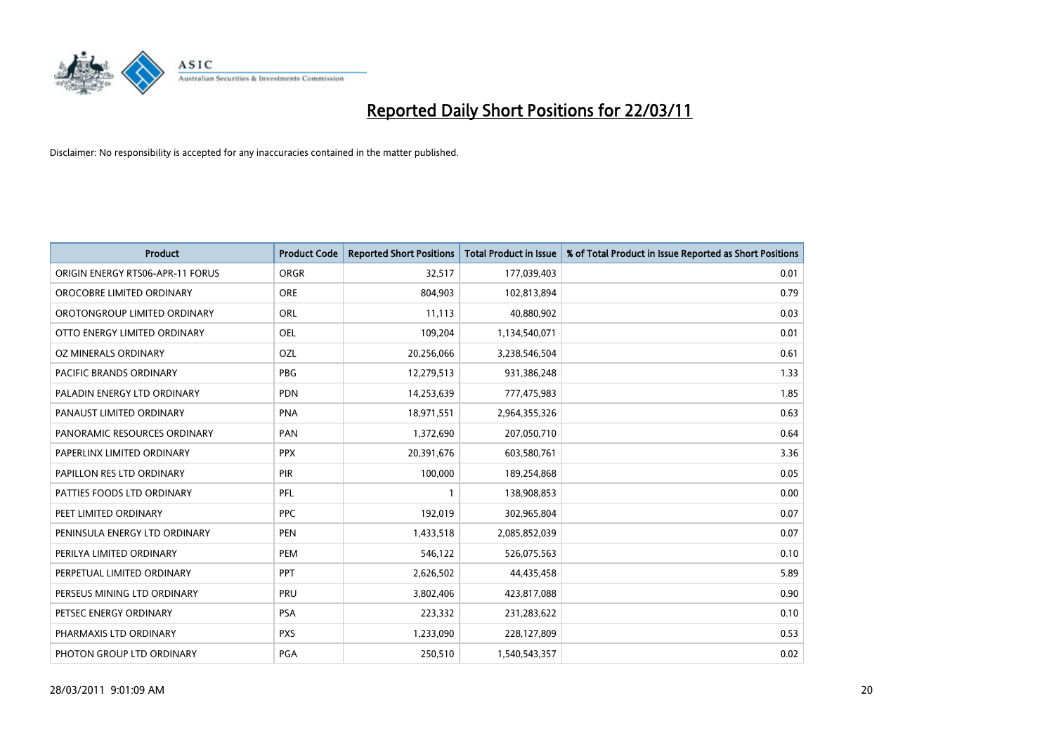# Reported Daily Short Positions for 22/03/11

Disclaimer: No responsibility is accepted for any inaccuracies contained in the matter published.

| Product | Product Code | Reported Short Positions | Total Product in Issue | % of Total Product in Issue Reported as Short Positions |
|---|---|---|---|---|
| ORIGIN ENERGY RTS06-APR-11 FORUS | ORGR | 32,517 | 177,039,403 | 0.01 |
| OROCOBRE LIMITED ORDINARY | ORE | 804,903 | 102,813,894 | 0.79 |
| OROTONGROUP LIMITED ORDINARY | ORL | 11,113 | 40,880,902 | 0.03 |
| OTTO ENERGY LIMITED ORDINARY | OEL | 109,204 | 1,134,540,071 | 0.01 |
| OZ MINERALS ORDINARY | OZL | 20,256,066 | 3,238,546,504 | 0.61 |
| PACIFIC BRANDS ORDINARY | PBG | 12,279,513 | 931,386,248 | 1.33 |
| PALADIN ENERGY LTD ORDINARY | PDN | 14,253,639 | 777,475,983 | 1.85 |
| PANAUST LIMITED ORDINARY | PNA | 18,971,551 | 2,964,355,326 | 0.63 |
| PANORAMIC RESOURCES ORDINARY | PAN | 1,372,690 | 207,050,710 | 0.64 |
| PAPERLINX LIMITED ORDINARY | PPX | 20,391,676 | 603,580,761 | 3.36 |
| PAPILLON RES LTD ORDINARY | PIR | 100,000 | 189,254,868 | 0.05 |
| PATTIES FOODS LTD ORDINARY | PFL | 1 | 138,908,853 | 0.00 |
| PEET LIMITED ORDINARY | PPC | 192,019 | 302,965,804 | 0.07 |
| PENINSULA ENERGY LTD ORDINARY | PEN | 1,433,518 | 2,085,852,039 | 0.07 |
| PERILYA LIMITED ORDINARY | PEM | 546,122 | 526,075,563 | 0.10 |
| PERPETUAL LIMITED ORDINARY | PPT | 2,626,502 | 44,435,458 | 5.89 |
| PERSEUS MINING LTD ORDINARY | PRU | 3,802,406 | 423,817,088 | 0.90 |
| PETSEC ENERGY ORDINARY | PSA | 223,332 | 231,283,622 | 0.10 |
| PHARMAXIS LTD ORDINARY | PXS | 1,233,090 | 228,127,809 | 0.53 |
| PHOTON GROUP LTD ORDINARY | PGA | 250,510 | 1,540,543,357 | 0.02 |

28/03/2011 9:01:09 AM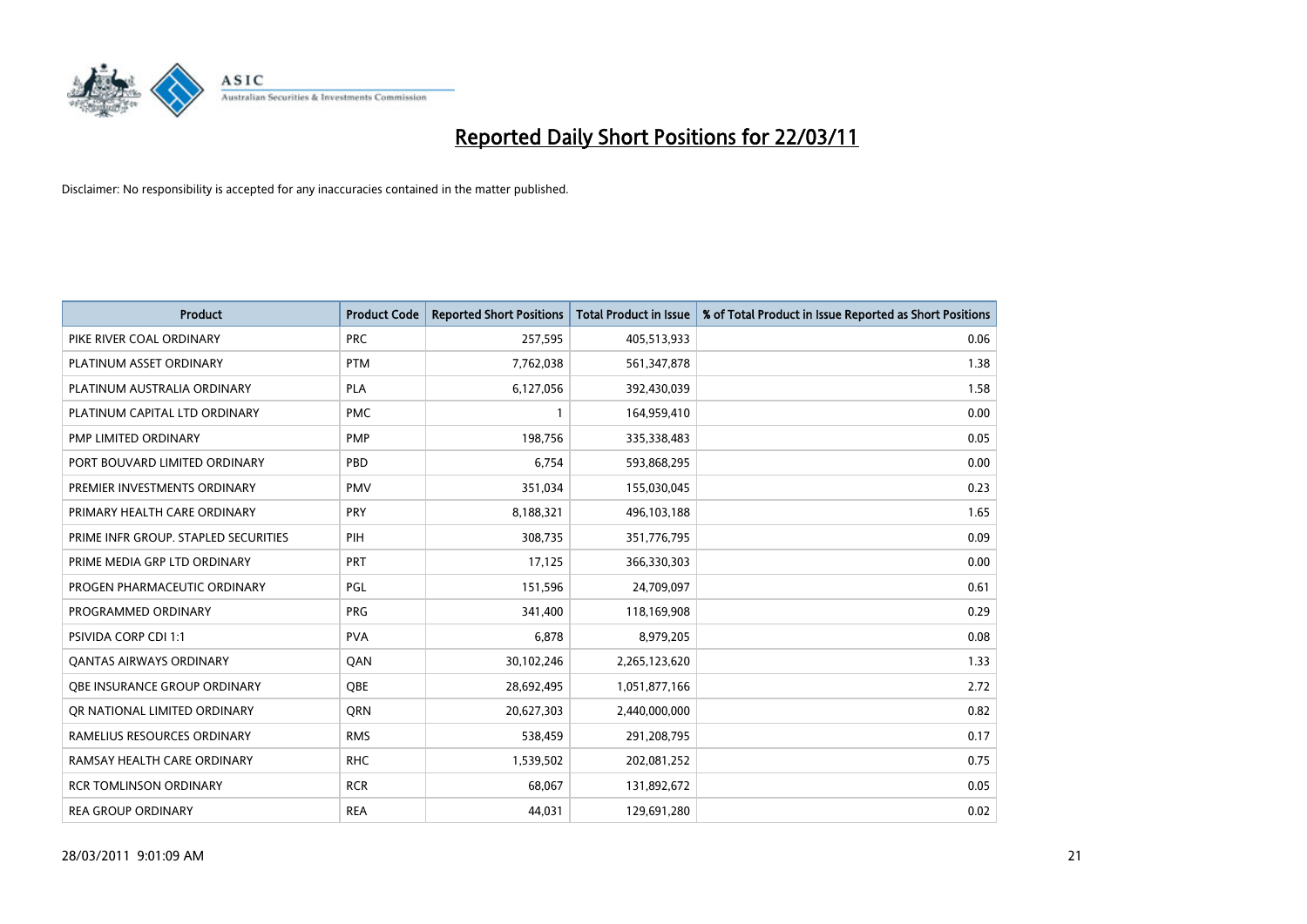# Reported Daily Short Positions for 22/03/11

Disclaimer: No responsibility is accepted for any inaccuracies contained in the matter published.

| Product | Product Code | Reported Short Positions | Total Product in Issue | % of Total Product in Issue Reported as Short Positions |
|---|---|---|---|---|
| PIKE RIVER COAL ORDINARY | PRC | 257,595 | 405,513,933 | 0.06 |
| PLATINUM ASSET ORDINARY | PTM | 7,762,038 | 561,347,878 | 1.38 |
| PLATINUM AUSTRALIA ORDINARY | PLA | 6,127,056 | 392,430,039 | 1.58 |
| PLATINUM CAPITAL LTD ORDINARY | PMC | 1 | 164,959,410 | 0.00 |
| PMP LIMITED ORDINARY | PMP | 198,756 | 335,338,483 | 0.05 |
| PORT BOUVARD LIMITED ORDINARY | PBD | 6,754 | 593,868,295 | 0.00 |
| PREMIER INVESTMENTS ORDINARY | PMV | 351,034 | 155,030,045 | 0.23 |
| PRIMARY HEALTH CARE ORDINARY | PRY | 8,188,321 | 496,103,188 | 1.65 |
| PRIME INFR GROUP. STAPLED SECURITIES | PIH | 308,735 | 351,776,795 | 0.09 |
| PRIME MEDIA GRP LTD ORDINARY | PRT | 17,125 | 366,330,303 | 0.00 |
| PROGEN PHARMACEUTIC ORDINARY | PGL | 151,596 | 24,709,097 | 0.61 |
| PROGRAMMED ORDINARY | PRG | 341,400 | 118,169,908 | 0.29 |
| PSIVIDA CORP CDI 1:1 | PVA | 6,878 | 8,979,205 | 0.08 |
| QANTAS AIRWAYS ORDINARY | QAN | 30,102,246 | 2,265,123,620 | 1.33 |
| QBE INSURANCE GROUP ORDINARY | QBE | 28,692,495 | 1,051,877,166 | 2.72 |
| QR NATIONAL LIMITED ORDINARY | QRN | 20,627,303 | 2,440,000,000 | 0.82 |
| RAMELIUS RESOURCES ORDINARY | RMS | 538,459 | 291,208,795 | 0.17 |
| RAMSAY HEALTH CARE ORDINARY | RHC | 1,539,502 | 202,081,252 | 0.75 |
| RCR TOMLINSON ORDINARY | RCR | 68,067 | 131,892,672 | 0.05 |
| REA GROUP ORDINARY | REA | 44,031 | 129,691,280 | 0.02 |

28/03/2011 9:01:09 AM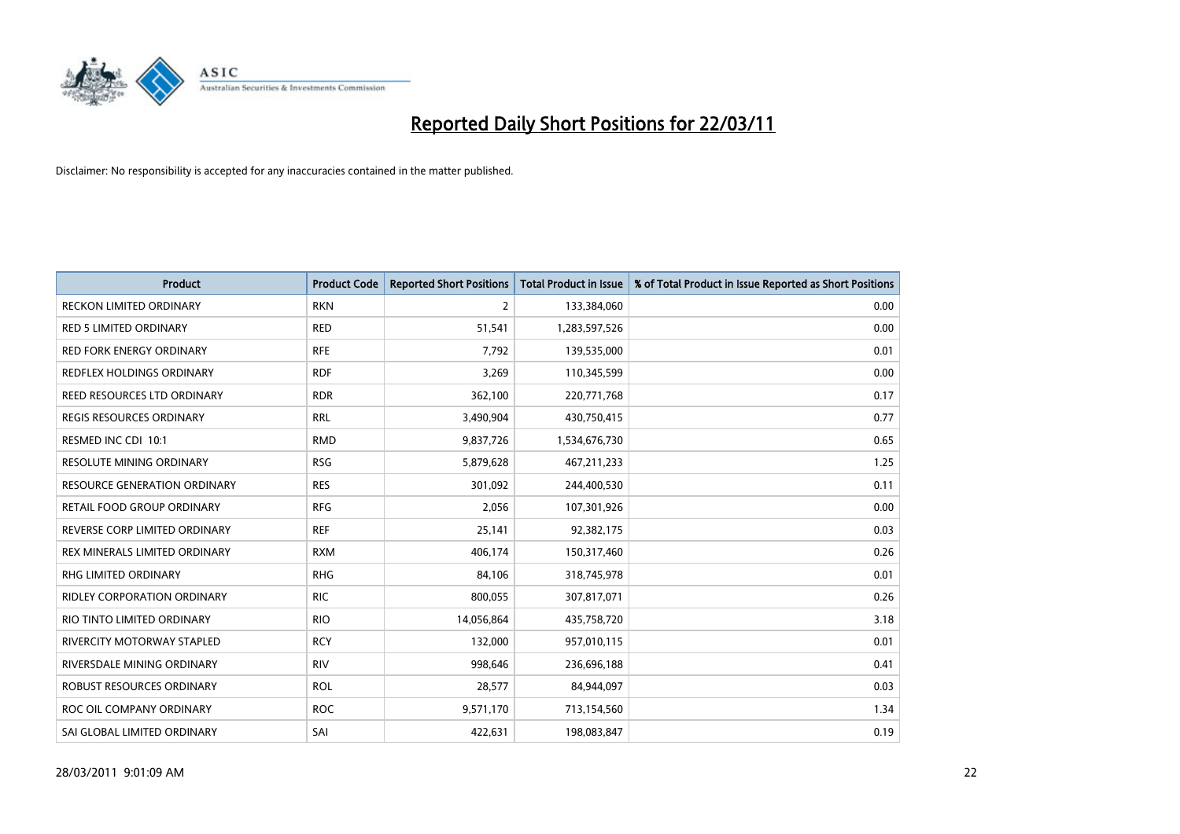# Reported Daily Short Positions for 22/03/11

Disclaimer: No responsibility is accepted for any inaccuracies contained in the matter published.

| Product | Product Code | Reported Short Positions | Total Product in Issue | % of Total Product in Issue Reported as Short Positions |
|---|---|---|---|---|
| RECKON LIMITED ORDINARY | RKN | 2 | 133,384,060 | 0.00 |
| RED 5 LIMITED ORDINARY | RED | 51,541 | 1,283,597,526 | 0.00 |
| RED FORK ENERGY ORDINARY | RFE | 7,792 | 139,535,000 | 0.01 |
| REDFLEX HOLDINGS ORDINARY | RDF | 3,269 | 110,345,599 | 0.00 |
| REED RESOURCES LTD ORDINARY | RDR | 362,100 | 220,771,768 | 0.17 |
| REGIS RESOURCES ORDINARY | RRL | 3,490,904 | 430,750,415 | 0.77 |
| RESMED INC CDI 10:1 | RMD | 9,837,726 | 1,534,676,730 | 0.65 |
| RESOLUTE MINING ORDINARY | RSG | 5,879,628 | 467,211,233 | 1.25 |
| RESOURCE GENERATION ORDINARY | RES | 301,092 | 244,400,530 | 0.11 |
| RETAIL FOOD GROUP ORDINARY | RFG | 2,056 | 107,301,926 | 0.00 |
| REVERSE CORP LIMITED ORDINARY | REF | 25,141 | 92,382,175 | 0.03 |
| REX MINERALS LIMITED ORDINARY | RXM | 406,174 | 150,317,460 | 0.26 |
| RHG LIMITED ORDINARY | RHG | 84,106 | 318,745,978 | 0.01 |
| RIDLEY CORPORATION ORDINARY | RIC | 800,055 | 307,817,071 | 0.26 |
| RIO TINTO LIMITED ORDINARY | RIO | 14,056,864 | 435,758,720 | 3.18 |
| RIVERCITY MOTORWAY STAPLED | RCY | 132,000 | 957,010,115 | 0.01 |
| RIVERSDALE MINING ORDINARY | RIV | 998,646 | 236,696,188 | 0.41 |
| ROBUST RESOURCES ORDINARY | ROL | 28,577 | 84,944,097 | 0.03 |
| ROC OIL COMPANY ORDINARY | ROC | 9,571,170 | 713,154,560 | 1.34 |
| SAI GLOBAL LIMITED ORDINARY | SAI | 422,631 | 198,083,847 | 0.19 |

28/03/2011 9:01:09 AM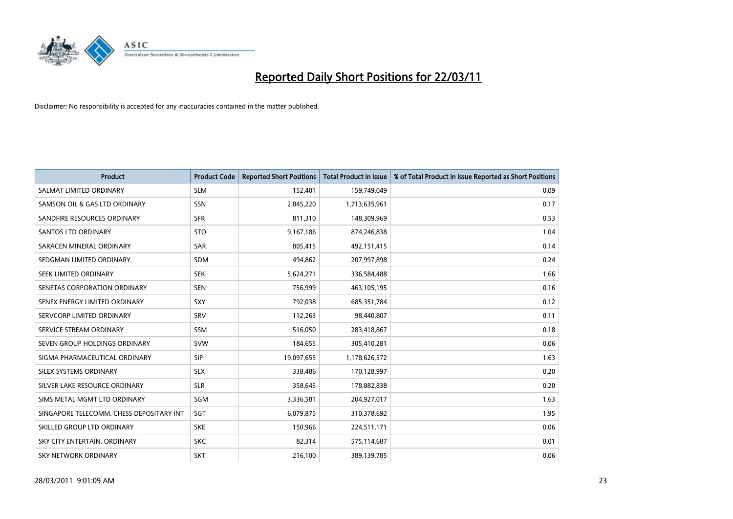# Reported Daily Short Positions for 22/03/11

Disclaimer: No responsibility is accepted for any inaccuracies contained in the matter published.

| Product | Product Code | Reported Short Positions | Total Product in Issue | % of Total Product in Issue Reported as Short Positions |
|---|---|---|---|---|
| SALMAT LIMITED ORDINARY | SLM | 152,401 | 159,749,049 | 0.09 |
| SAMSON OIL & GAS LTD ORDINARY | SSN | 2,845,220 | 1,713,635,961 | 0.17 |
| SANDFIRE RESOURCES ORDINARY | SFR | 811,310 | 148,309,969 | 0.53 |
| SANTOS LTD ORDINARY | STO | 9,167,186 | 874,246,838 | 1.04 |
| SARACEN MINERAL ORDINARY | SAR | 805,415 | 492,151,415 | 0.14 |
| SEDGMAN LIMITED ORDINARY | SDM | 494,862 | 207,997,898 | 0.24 |
| SEEK LIMITED ORDINARY | SEK | 5,624,271 | 336,584,488 | 1.66 |
| SENETAS CORPORATION ORDINARY | SEN | 756,999 | 463,105,195 | 0.16 |
| SENEX ENERGY LIMITED ORDINARY | SXY | 792,038 | 685,351,784 | 0.12 |
| SERVCORP LIMITED ORDINARY | SRV | 112,263 | 98,440,807 | 0.11 |
| SERVICE STREAM ORDINARY | SSM | 516,050 | 283,418,867 | 0.18 |
| SEVEN GROUP HOLDINGS ORDINARY | SVW | 184,655 | 305,410,281 | 0.06 |
| SIGMA PHARMACEUTICAL ORDINARY | SIP | 19,097,655 | 1,178,626,572 | 1.63 |
| SILEX SYSTEMS ORDINARY | SLX | 338,486 | 170,128,997 | 0.20 |
| SILVER LAKE RESOURCE ORDINARY | SLR | 358,645 | 178,882,838 | 0.20 |
| SIMS METAL MGMT LTD ORDINARY | SGM | 3,336,581 | 204,927,017 | 1.63 |
| SINGAPORE TELECOMM. CHESS DEPOSITARY INT | SGT | 6,079,875 | 310,378,692 | 1.95 |
| SKILLED GROUP LTD ORDINARY | SKE | 150,966 | 224,511,171 | 0.06 |
| SKY CITY ENTERTAIN. ORDINARY | SKC | 82,314 | 575,114,687 | 0.01 |
| SKY NETWORK ORDINARY | SKT | 216,100 | 389,139,785 | 0.06 |

28/03/2011 9:01:09 AM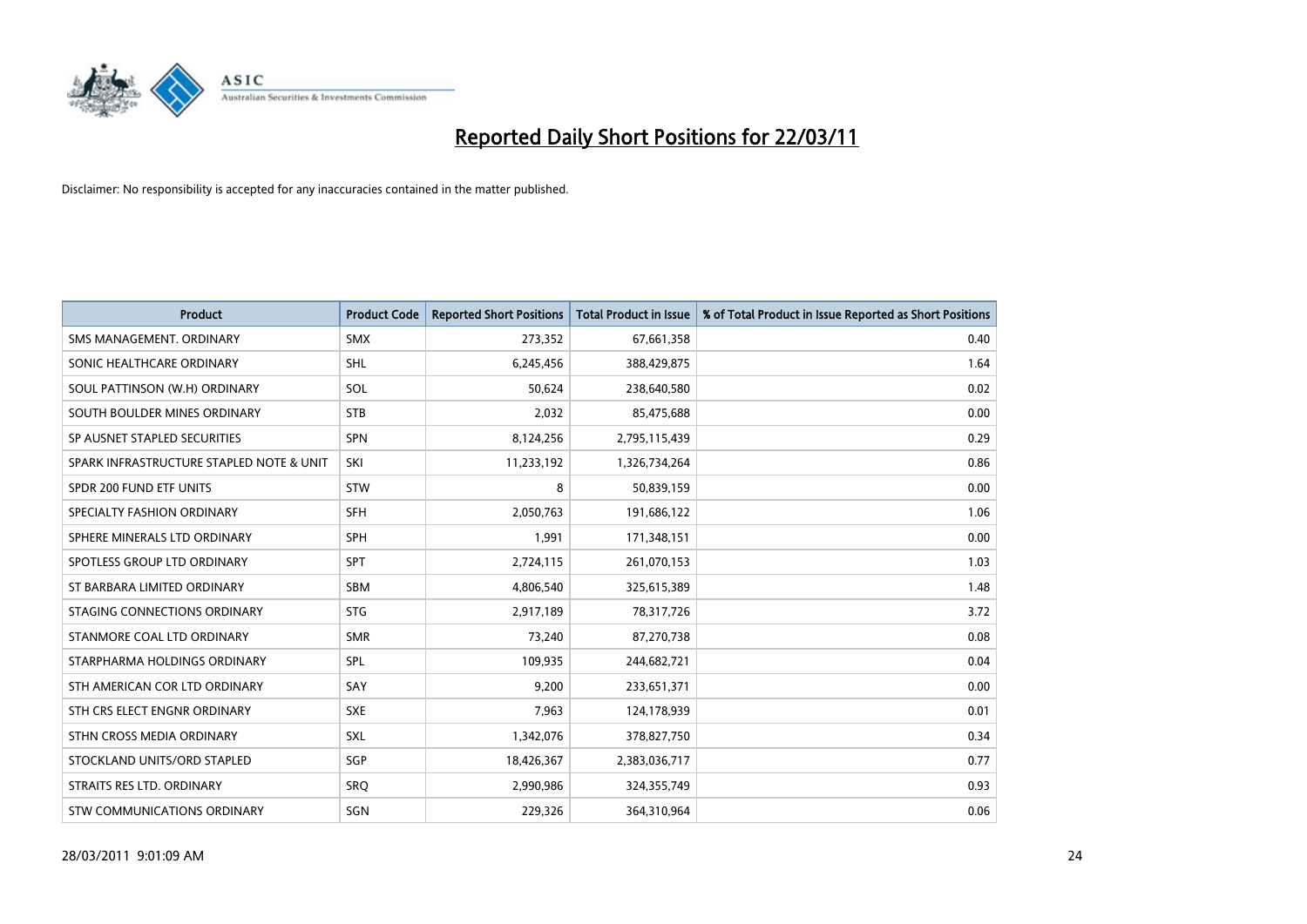# Reported Daily Short Positions for 22/03/11

Disclaimer: No responsibility is accepted for any inaccuracies contained in the matter published.

| Product | Product Code | Reported Short Positions | Total Product in Issue | % of Total Product in Issue Reported as Short Positions |
|---|---|---|---|---|
| SMS MANAGEMENT. ORDINARY | SMX | 273,352 | 67,661,358 | 0.40 |
| SONIC HEALTHCARE ORDINARY | SHL | 6,245,456 | 388,429,875 | 1.64 |
| SOUL PATTINSON (W.H) ORDINARY | SOL | 50,624 | 238,640,580 | 0.02 |
| SOUTH BOULDER MINES ORDINARY | STB | 2,032 | 85,475,688 | 0.00 |
| SP AUSNET STAPLED SECURITIES | SPN | 8,124,256 | 2,795,115,439 | 0.29 |
| SPARK INFRASTRUCTURE STAPLED NOTE & UNIT | SKI | 11,233,192 | 1,326,734,264 | 0.86 |
| SPDR 200 FUND ETF UNITS | STW | 8 | 50,839,159 | 0.00 |
| SPECIALTY FASHION ORDINARY | SFH | 2,050,763 | 191,686,122 | 1.06 |
| SPHERE MINERALS LTD ORDINARY | SPH | 1,991 | 171,348,151 | 0.00 |
| SPOTLESS GROUP LTD ORDINARY | SPT | 2,724,115 | 261,070,153 | 1.03 |
| ST BARBARA LIMITED ORDINARY | SBM | 4,806,540 | 325,615,389 | 1.48 |
| STAGING CONNECTIONS ORDINARY | STG | 2,917,189 | 78,317,726 | 3.72 |
| STANMORE COAL LTD ORDINARY | SMR | 73,240 | 87,270,738 | 0.08 |
| STARPHARMA HOLDINGS ORDINARY | SPL | 109,935 | 244,682,721 | 0.04 |
| STH AMERICAN COR LTD ORDINARY | SAY | 9,200 | 233,651,371 | 0.00 |
| STH CRS ELECT ENGNR ORDINARY | SXE | 7,963 | 124,178,939 | 0.01 |
| STHN CROSS MEDIA ORDINARY | SXL | 1,342,076 | 378,827,750 | 0.34 |
| STOCKLAND UNITS/ORD STAPLED | SGP | 18,426,367 | 2,383,036,717 | 0.77 |
| STRAITS RES LTD. ORDINARY | SRQ | 2,990,986 | 324,355,749 | 0.93 |
| STW COMMUNICATIONS ORDINARY | SGN | 229,326 | 364,310,964 | 0.06 |

28/03/2011 9:01:09 AM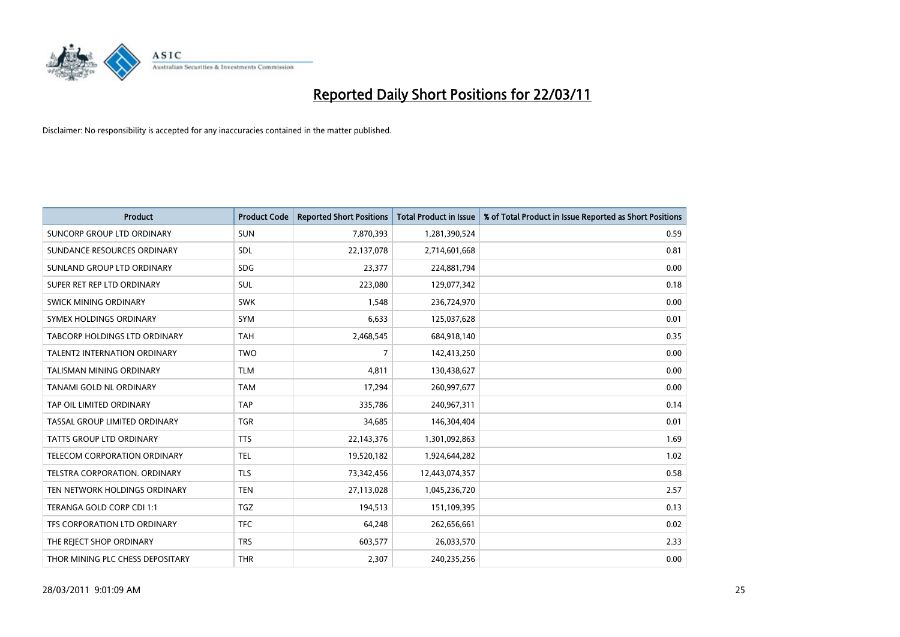# Reported Daily Short Positions for 22/03/11

Disclaimer: No responsibility is accepted for any inaccuracies contained in the matter published.

| Product | Product Code | Reported Short Positions | Total Product in Issue | % of Total Product in Issue Reported as Short Positions |
|---|---|---|---|---|
| SUNCORP GROUP LTD ORDINARY | SUN | 7,870,393 | 1,281,390,524 | 0.59 |
| SUNDANCE RESOURCES ORDINARY | SDL | 22,137,078 | 2,714,601,668 | 0.81 |
| SUNLAND GROUP LTD ORDINARY | SDG | 23,377 | 224,881,794 | 0.00 |
| SUPER RET REP LTD ORDINARY | SUL | 223,080 | 129,077,342 | 0.18 |
| SWICK MINING ORDINARY | SWK | 1,548 | 236,724,970 | 0.00 |
| SYMEX HOLDINGS ORDINARY | SYM | 6,633 | 125,037,628 | 0.01 |
| TABCORP HOLDINGS LTD ORDINARY | TAH | 2,468,545 | 684,918,140 | 0.35 |
| TALENT2 INTERNATION ORDINARY | TWO | 7 | 142,413,250 | 0.00 |
| TALISMAN MINING ORDINARY | TLM | 4,811 | 130,438,627 | 0.00 |
| TANAMI GOLD NL ORDINARY | TAM | 17,294 | 260,997,677 | 0.00 |
| TAP OIL LIMITED ORDINARY | TAP | 335,786 | 240,967,311 | 0.14 |
| TASSAL GROUP LIMITED ORDINARY | TGR | 34,685 | 146,304,404 | 0.01 |
| TATTS GROUP LTD ORDINARY | TTS | 22,143,376 | 1,301,092,863 | 1.69 |
| TELECOM CORPORATION ORDINARY | TEL | 19,520,182 | 1,924,644,282 | 1.02 |
| TELSTRA CORPORATION. ORDINARY | TLS | 73,342,456 | 12,443,074,357 | 0.58 |
| TEN NETWORK HOLDINGS ORDINARY | TEN | 27,113,028 | 1,045,236,720 | 2.57 |
| TERANGA GOLD CORP CDI 1:1 | TGZ | 194,513 | 151,109,395 | 0.13 |
| TFS CORPORATION LTD ORDINARY | TFC | 64,248 | 262,656,661 | 0.02 |
| THE REJECT SHOP ORDINARY | TRS | 603,577 | 26,033,570 | 2.33 |
| THOR MINING PLC CHESS DEPOSITARY | THR | 2,307 | 240,235,256 | 0.00 |

28/03/2011 9:01:09 AM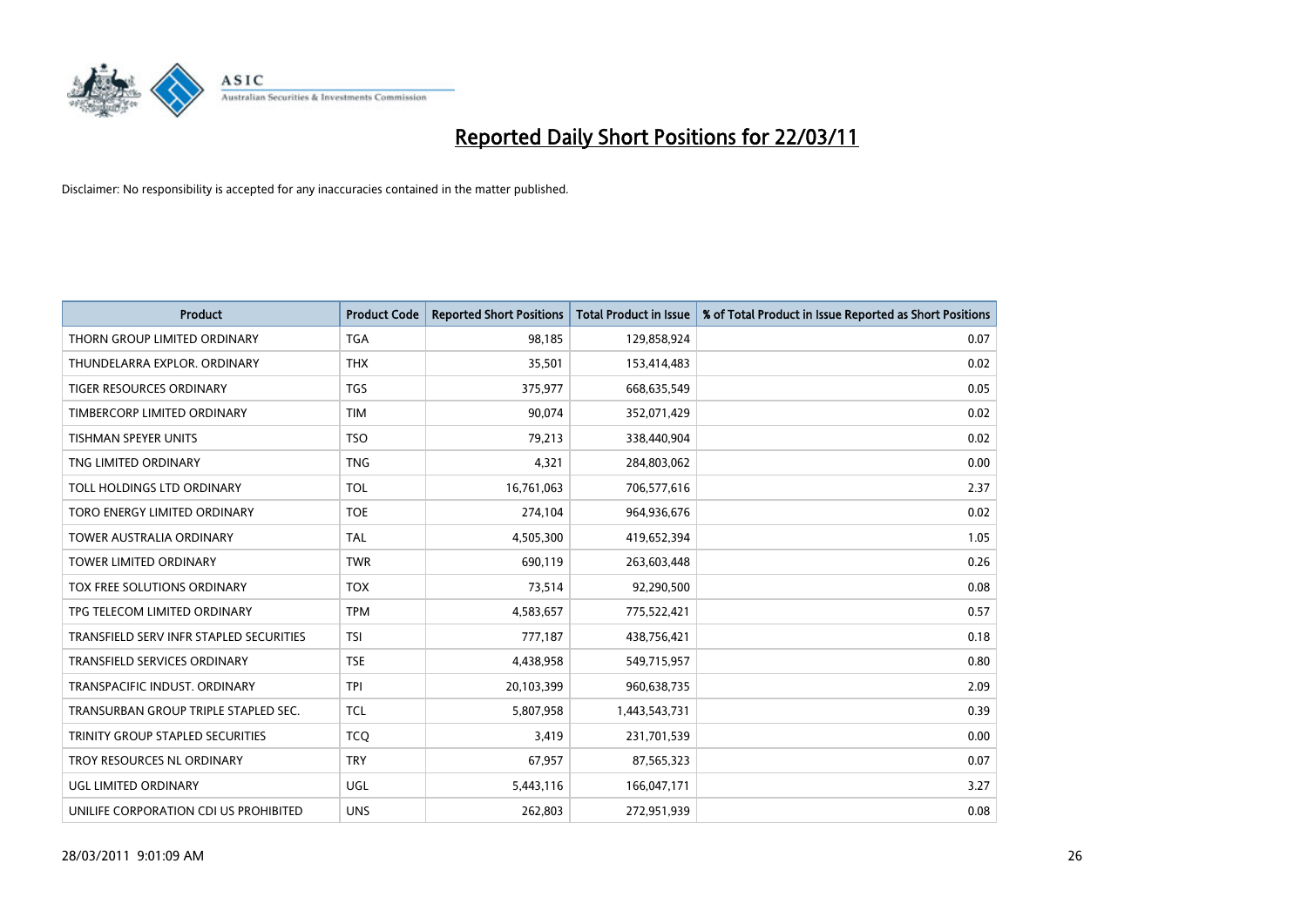# Reported Daily Short Positions for 22/03/11

Disclaimer: No responsibility is accepted for any inaccuracies contained in the matter published.

| Product | Product Code | Reported Short Positions | Total Product in Issue | % of Total Product in Issue Reported as Short Positions |
|---|---|---|---|---|
| THORN GROUP LIMITED ORDINARY | TGA | 98,185 | 129,858,924 | 0.07 |
| THUNDELARRA EXPLOR. ORDINARY | THX | 35,501 | 153,414,483 | 0.02 |
| TIGER RESOURCES ORDINARY | TGS | 375,977 | 668,635,549 | 0.05 |
| TIMBERCORP LIMITED ORDINARY | TIM | 90,074 | 352,071,429 | 0.02 |
| TISHMAN SPEYER UNITS | TSO | 79,213 | 338,440,904 | 0.02 |
| TNG LIMITED ORDINARY | TNG | 4,321 | 284,803,062 | 0.00 |
| TOLL HOLDINGS LTD ORDINARY | TOL | 16,761,063 | 706,577,616 | 2.37 |
| TORO ENERGY LIMITED ORDINARY | TOE | 274,104 | 964,936,676 | 0.02 |
| TOWER AUSTRALIA ORDINARY | TAL | 4,505,300 | 419,652,394 | 1.05 |
| TOWER LIMITED ORDINARY | TWR | 690,119 | 263,603,448 | 0.26 |
| TOX FREE SOLUTIONS ORDINARY | TOX | 73,514 | 92,290,500 | 0.08 |
| TPG TELECOM LIMITED ORDINARY | TPM | 4,583,657 | 775,522,421 | 0.57 |
| TRANSFIELD SERV INFR STAPLED SECURITIES | TSI | 777,187 | 438,756,421 | 0.18 |
| TRANSFIELD SERVICES ORDINARY | TSE | 4,438,958 | 549,715,957 | 0.80 |
| TRANSPACIFIC INDUST. ORDINARY | TPI | 20,103,399 | 960,638,735 | 2.09 |
| TRANSURBAN GROUP TRIPLE STAPLED SEC. | TCL | 5,807,958 | 1,443,543,731 | 0.39 |
| TRINITY GROUP STAPLED SECURITIES | TCQ | 3,419 | 231,701,539 | 0.00 |
| TROY RESOURCES NL ORDINARY | TRY | 67,957 | 87,565,323 | 0.07 |
| UGL LIMITED ORDINARY | UGL | 5,443,116 | 166,047,171 | 3.27 |
| UNILIFE CORPORATION CDI US PROHIBITED | UNS | 262,803 | 272,951,939 | 0.08 |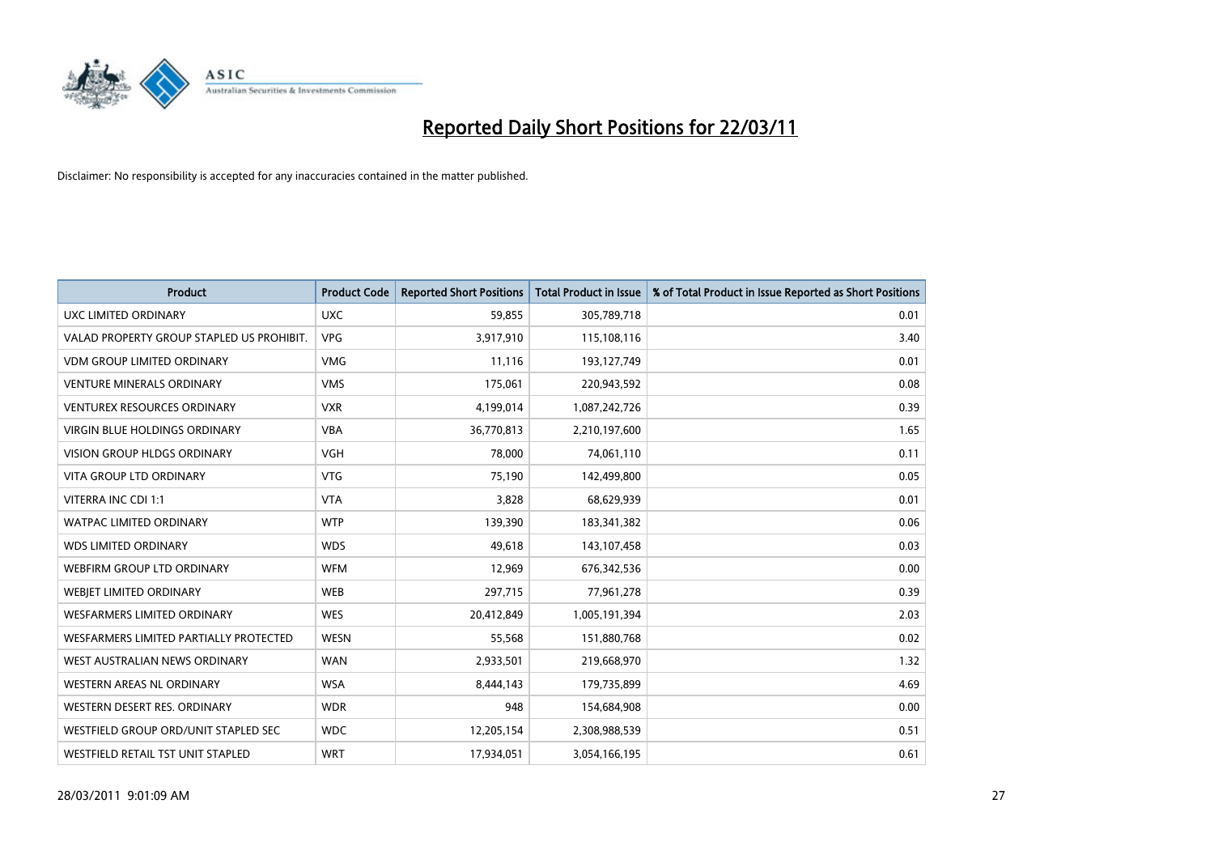# Reported Daily Short Positions for 22/03/11

Disclaimer: No responsibility is accepted for any inaccuracies contained in the matter published.

| Product | Product Code | Reported Short Positions | Total Product in Issue | % of Total Product in Issue Reported as Short Positions |
|---|---|---|---|---|
| UXC LIMITED ORDINARY | UXC | 59,855 | 305,789,718 | 0.01 |
| VALAD PROPERTY GROUP STAPLED US PROHIBIT. | VPG | 3,917,910 | 115,108,116 | 3.40 |
| VDM GROUP LIMITED ORDINARY | VMG | 11,116 | 193,127,749 | 0.01 |
| VENTURE MINERALS ORDINARY | VMS | 175,061 | 220,943,592 | 0.08 |
| VENTUREX RESOURCES ORDINARY | VXR | 4,199,014 | 1,087,242,726 | 0.39 |
| VIRGIN BLUE HOLDINGS ORDINARY | VBA | 36,770,813 | 2,210,197,600 | 1.65 |
| VISION GROUP HLDGS ORDINARY | VGH | 78,000 | 74,061,110 | 0.11 |
| VITA GROUP LTD ORDINARY | VTG | 75,190 | 142,499,800 | 0.05 |
| VITERRA INC CDI 1:1 | VTA | 3,828 | 68,629,939 | 0.01 |
| WATPAC LIMITED ORDINARY | WTP | 139,390 | 183,341,382 | 0.06 |
| WDS LIMITED ORDINARY | WDS | 49,618 | 143,107,458 | 0.03 |
| WEBFIRM GROUP LTD ORDINARY | WFM | 12,969 | 676,342,536 | 0.00 |
| WEBJET LIMITED ORDINARY | WEB | 297,715 | 77,961,278 | 0.39 |
| WESFARMERS LIMITED ORDINARY | WES | 20,412,849 | 1,005,191,394 | 2.03 |
| WESFARMERS LIMITED PARTIALLY PROTECTED | WESN | 55,568 | 151,880,768 | 0.02 |
| WEST AUSTRALIAN NEWS ORDINARY | WAN | 2,933,501 | 219,668,970 | 1.32 |
| WESTERN AREAS NL ORDINARY | WSA | 8,444,143 | 179,735,899 | 4.69 |
| WESTERN DESERT RES. ORDINARY | WDR | 948 | 154,684,908 | 0.00 |
| WESTFIELD GROUP ORD/UNIT STAPLED SEC | WDC | 12,205,154 | 2,308,988,539 | 0.51 |
| WESTFIELD RETAIL TST UNIT STAPLED | WRT | 17,934,051 | 3,054,166,195 | 0.61 |

28/03/2011 9:01:09 AM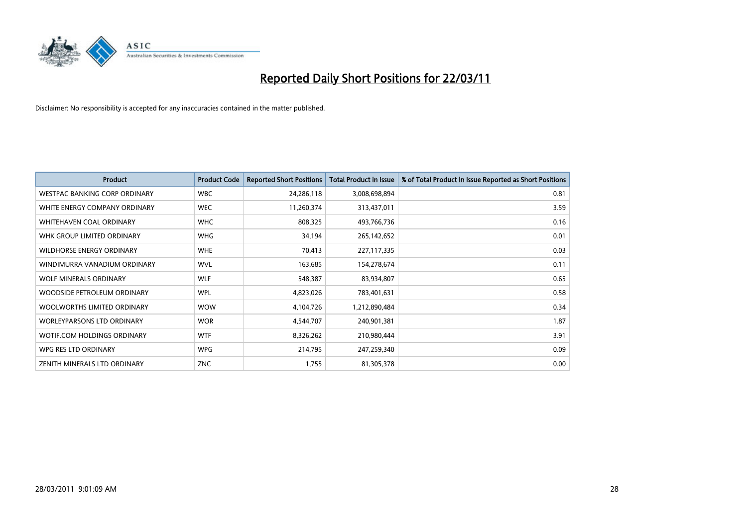# Reported Daily Short Positions for 22/03/11

Disclaimer: No responsibility is accepted for any inaccuracies contained in the matter published.

| Product | Product Code | Reported Short Positions | Total Product in Issue | % of Total Product in Issue Reported as Short Positions |
|---|---|---|---|---|
| WESTPAC BANKING CORP ORDINARY | WBC | 24,286,118 | 3,008,698,894 | 0.81 |
| WHITE ENERGY COMPANY ORDINARY | WEC | 11,260,374 | 313,437,011 | 3.59 |
| WHITEHAVEN COAL ORDINARY | WHC | 808,325 | 493,766,736 | 0.16 |
| WHK GROUP LIMITED ORDINARY | WHG | 34,194 | 265,142,652 | 0.01 |
| WILDHORSE ENERGY ORDINARY | WHE | 70,413 | 227,117,335 | 0.03 |
| WINDIMURRA VANADIUM ORDINARY | WVL | 163,685 | 154,278,674 | 0.11 |
| WOLF MINERALS ORDINARY | WLF | 548,387 | 83,934,807 | 0.65 |
| WOODSIDE PETROLEUM ORDINARY | WPL | 4,823,026 | 783,401,631 | 0.58 |
| WOOLWORTHS LIMITED ORDINARY | WOW | 4,104,726 | 1,212,890,484 | 0.34 |
| WORLEYPARSONS LTD ORDINARY | WOR | 4,544,707 | 240,901,381 | 1.87 |
| WOTIF.COM HOLDINGS ORDINARY | WTF | 8,326,262 | 210,980,444 | 3.91 |
| WPG RES LTD ORDINARY | WPG | 214,795 | 247,259,340 | 0.09 |
| ZENITH MINERALS LTD ORDINARY | ZNC | 1,755 | 81,305,378 | 0.00 |